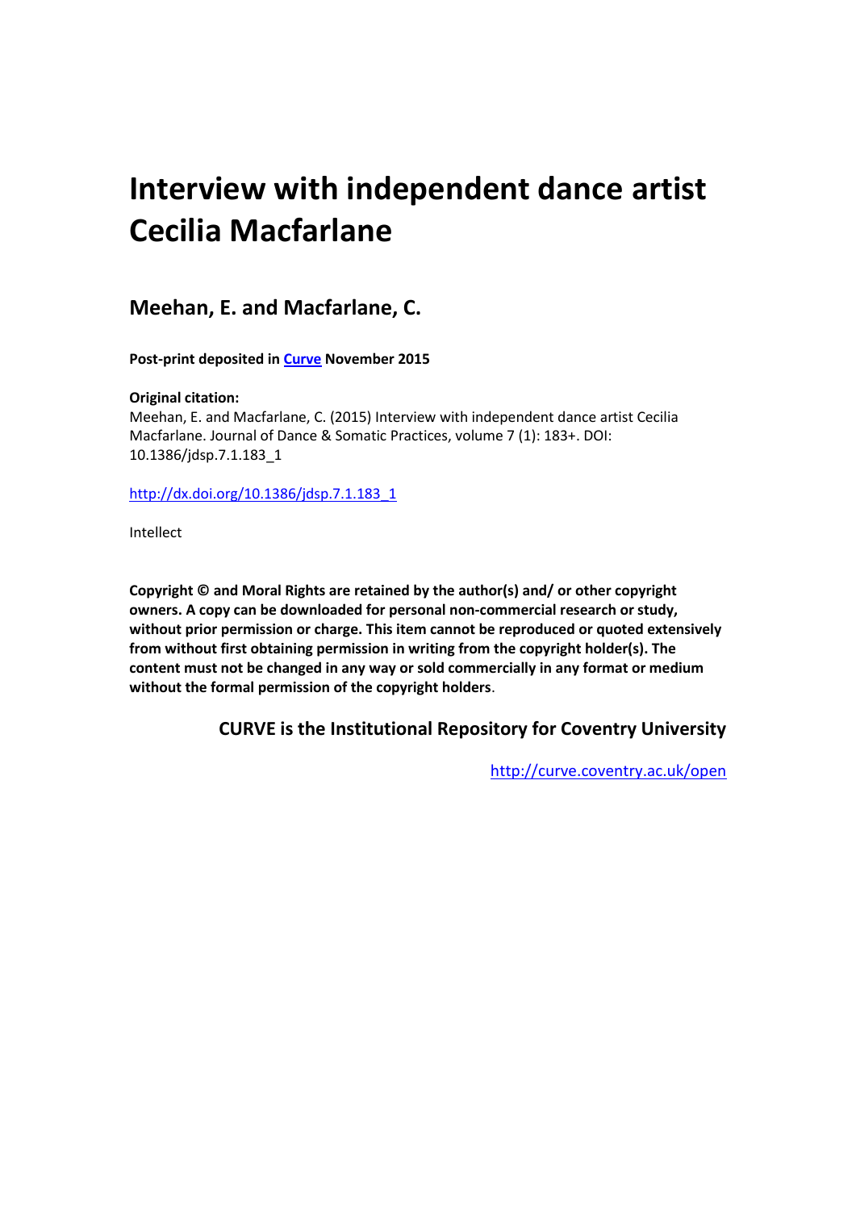# Interview with independent dance artist Cecilia Macfarlane

## Meehan, E. and Macfarlane, C.

**Post-print deposited in [Curve](http://curve.coventry.ac.uk/open) November 2015**

**Original citation:**
Meehan, E. and Macfarlane, C. (2015) Interview with independent dance artist Cecilia Macfarlane. Journal of Dance & Somatic Practices, volume 7 (1): 183+. DOI: 10.1386/jdsp.7.1.183_1

http://dx.doi.org/10.1386/jdsp.7.1.183_1

Intellect

**Copyright © and Moral Rights are retained by the author(s) and/ or other copyright owners. A copy can be downloaded for personal non-commercial research or study, without prior permission or charge. This item cannot be reproduced or quoted extensively from without first obtaining permission in writing from the copyright holder(s). The content must not be changed in any way or sold commercially in any format or medium without the formal permission of the copyright holders**.

**CURVE is the Institutional Repository for Coventry University**

http://curve.coventry.ac.uk/open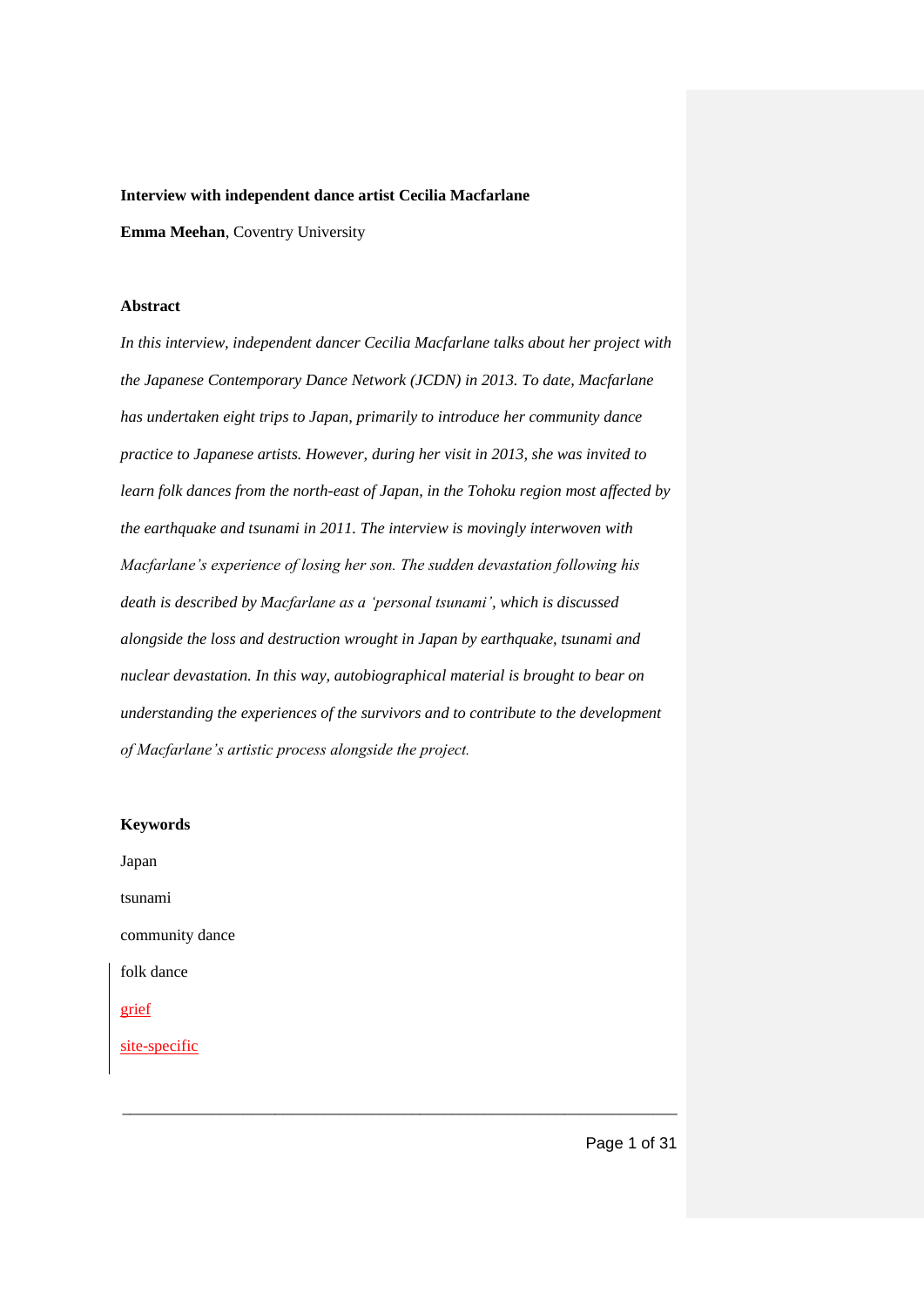**Interview with independent dance artist Cecilia Macfarlane**

**Emma Meehan**, Coventry University

**Abstract**

*In this interview, independent dancer Cecilia Macfarlane talks about her project with the Japanese Contemporary Dance Network (JCDN) in 2013. To date, Macfarlane has undertaken eight trips to Japan, primarily to introduce her community dance practice to Japanese artists. However, during her visit in 2013, she was invited to learn folk dances from the north-east of Japan, in the Tohoku region most affected by the earthquake and tsunami in 2011. The interview is movingly interwoven with Macfarlane's experience of losing her son. The sudden devastation following his death is described by Macfarlane as a 'personal tsunami', which is discussed alongside the loss and destruction wrought in Japan by earthquake, tsunami and nuclear devastation. In this way, autobiographical material is brought to bear on understanding the experiences of the survivors and to contribute to the development of Macfarlane's artistic process alongside the project.*

**Keywords**

Japan

tsunami

community dance

folk dance

grief

site-specific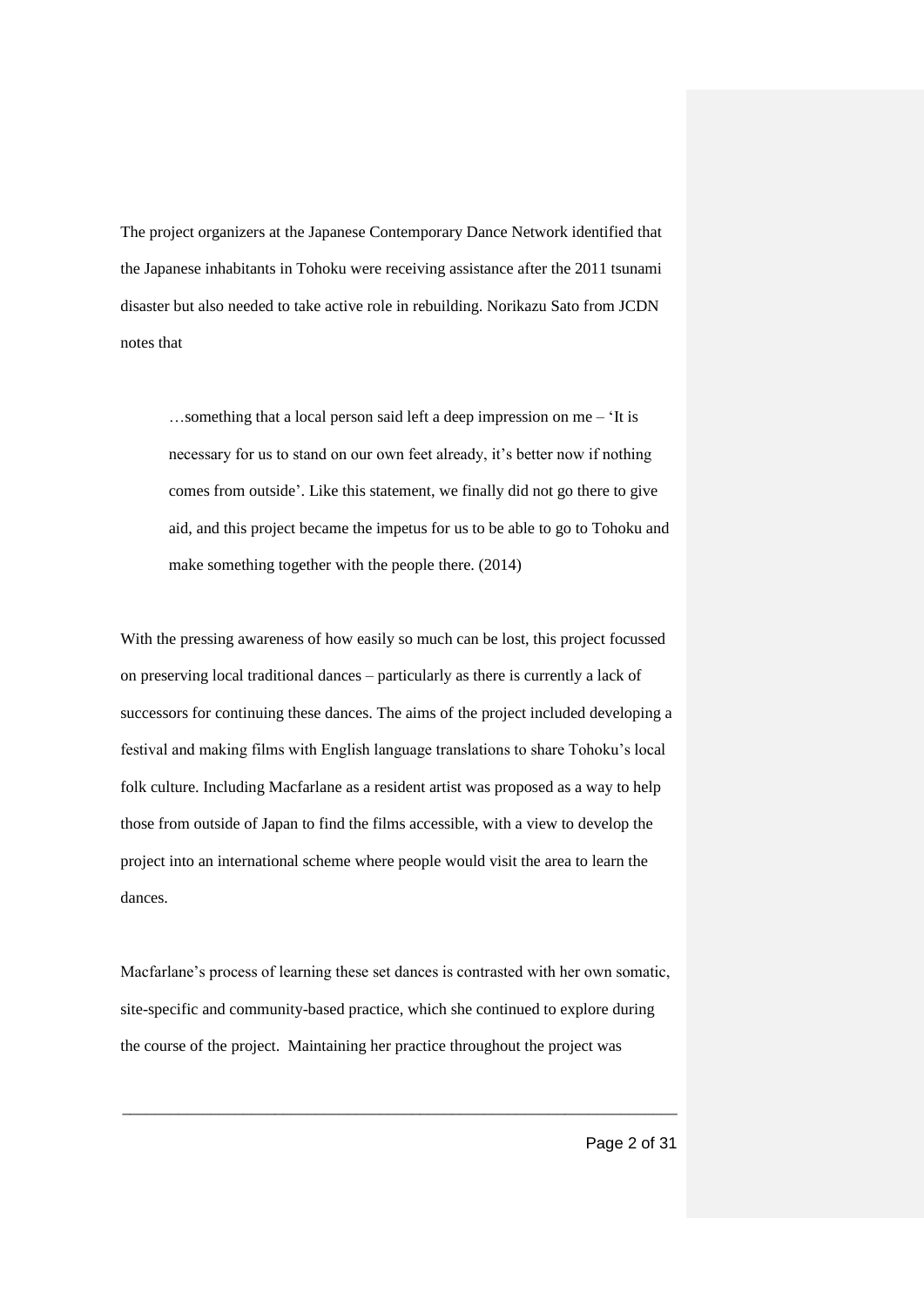The project organizers at the Japanese Contemporary Dance Network identified that the Japanese inhabitants in Tohoku were receiving assistance after the 2011 tsunami disaster but also needed to take active role in rebuilding. Norikazu Sato from JCDN notes that

> …something that a local person said left a deep impression on me – 'It is necessary for us to stand on our own feet already, it's better now if nothing comes from outside'. Like this statement, we finally did not go there to give aid, and this project became the impetus for us to be able to go to Tohoku and make something together with the people there. (2014)

With the pressing awareness of how easily so much can be lost, this project focussed on preserving local traditional dances – particularly as there is currently a lack of successors for continuing these dances. The aims of the project included developing a festival and making films with English language translations to share Tohoku's local folk culture. Including Macfarlane as a resident artist was proposed as a way to help those from outside of Japan to find the films accessible, with a view to develop the project into an international scheme where people would visit the area to learn the dances.

Macfarlane's process of learning these set dances is contrasted with her own somatic, site-specific and community-based practice, which she continued to explore during the course of the project. Maintaining her practice throughout the project was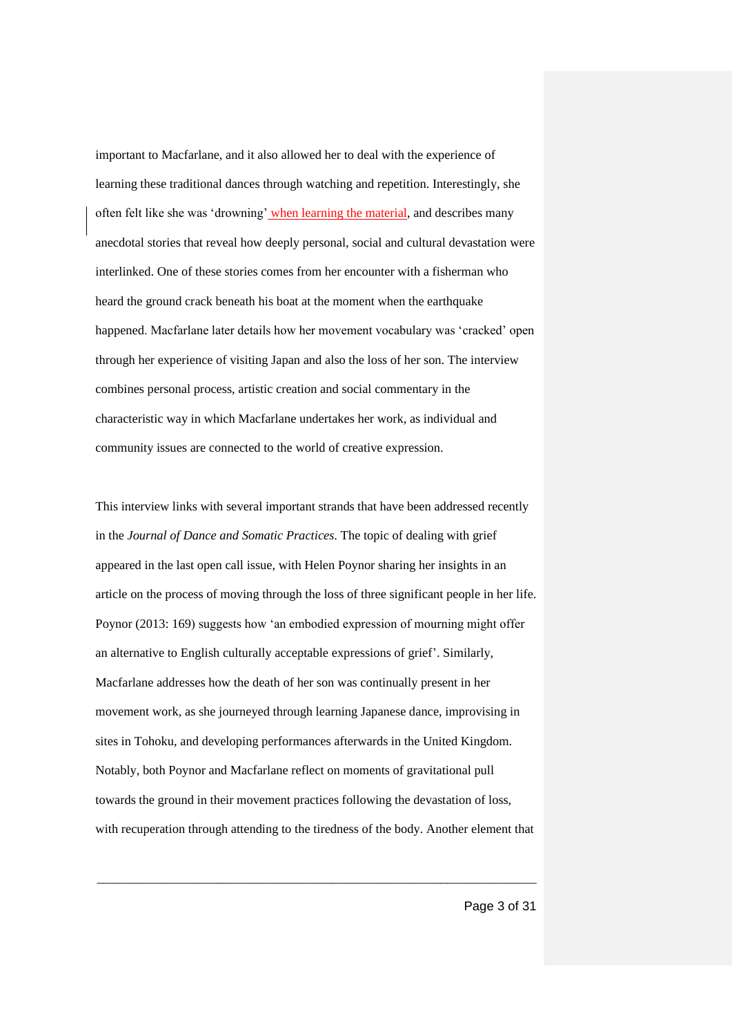important to Macfarlane, and it also allowed her to deal with the experience of learning these traditional dances through watching and repetition. Interestingly, she often felt like she was 'drowning' when learning the material, and describes many anecdotal stories that reveal how deeply personal, social and cultural devastation were interlinked. One of these stories comes from her encounter with a fisherman who heard the ground crack beneath his boat at the moment when the earthquake happened. Macfarlane later details how her movement vocabulary was 'cracked' open through her experience of visiting Japan and also the loss of her son. The interview combines personal process, artistic creation and social commentary in the characteristic way in which Macfarlane undertakes her work, as individual and community issues are connected to the world of creative expression.

This interview links with several important strands that have been addressed recently in the *Journal of Dance and Somatic Practices*. The topic of dealing with grief appeared in the last open call issue, with Helen Poynor sharing her insights in an article on the process of moving through the loss of three significant people in her life. Poynor (2013: 169) suggests how 'an embodied expression of mourning might offer an alternative to English culturally acceptable expressions of grief'. Similarly, Macfarlane addresses how the death of her son was continually present in her movement work, as she journeyed through learning Japanese dance, improvising in sites in Tohoku, and developing performances afterwards in the United Kingdom. Notably, both Poynor and Macfarlane reflect on moments of gravitational pull towards the ground in their movement practices following the devastation of loss, with recuperation through attending to the tiredness of the body. Another element that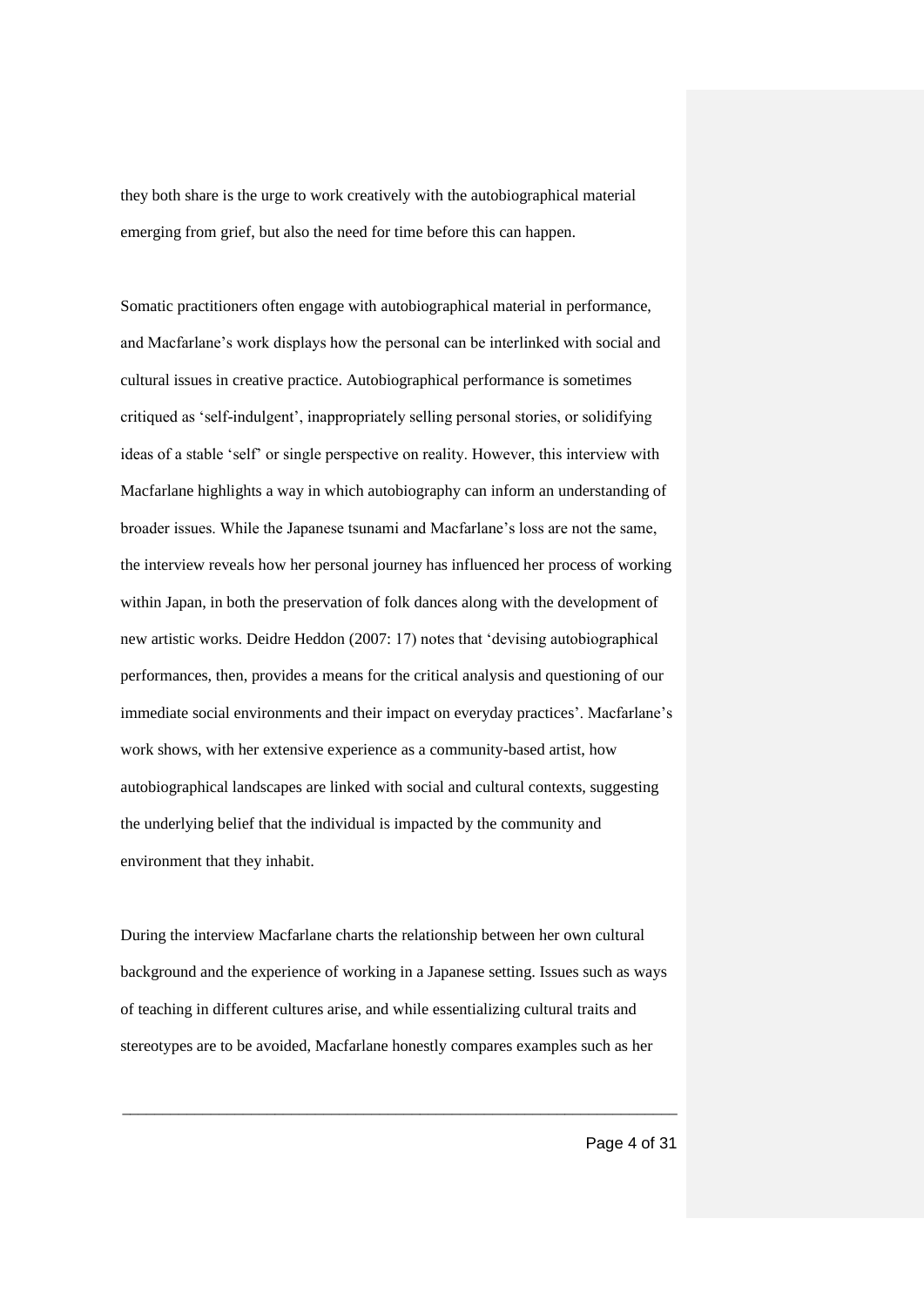they both share is the urge to work creatively with the autobiographical material emerging from grief, but also the need for time before this can happen.

Somatic practitioners often engage with autobiographical material in performance, and Macfarlane's work displays how the personal can be interlinked with social and cultural issues in creative practice. Autobiographical performance is sometimes critiqued as 'self-indulgent', inappropriately selling personal stories, or solidifying ideas of a stable 'self' or single perspective on reality. However, this interview with Macfarlane highlights a way in which autobiography can inform an understanding of broader issues. While the Japanese tsunami and Macfarlane's loss are not the same, the interview reveals how her personal journey has influenced her process of working within Japan, in both the preservation of folk dances along with the development of new artistic works. Deidre Heddon (2007: 17) notes that 'devising autobiographical performances, then, provides a means for the critical analysis and questioning of our immediate social environments and their impact on everyday practices'. Macfarlane's work shows, with her extensive experience as a community-based artist, how autobiographical landscapes are linked with social and cultural contexts, suggesting the underlying belief that the individual is impacted by the community and environment that they inhabit.

During the interview Macfarlane charts the relationship between her own cultural background and the experience of working in a Japanese setting. Issues such as ways of teaching in different cultures arise, and while essentializing cultural traits and stereotypes are to be avoided, Macfarlane honestly compares examples such as her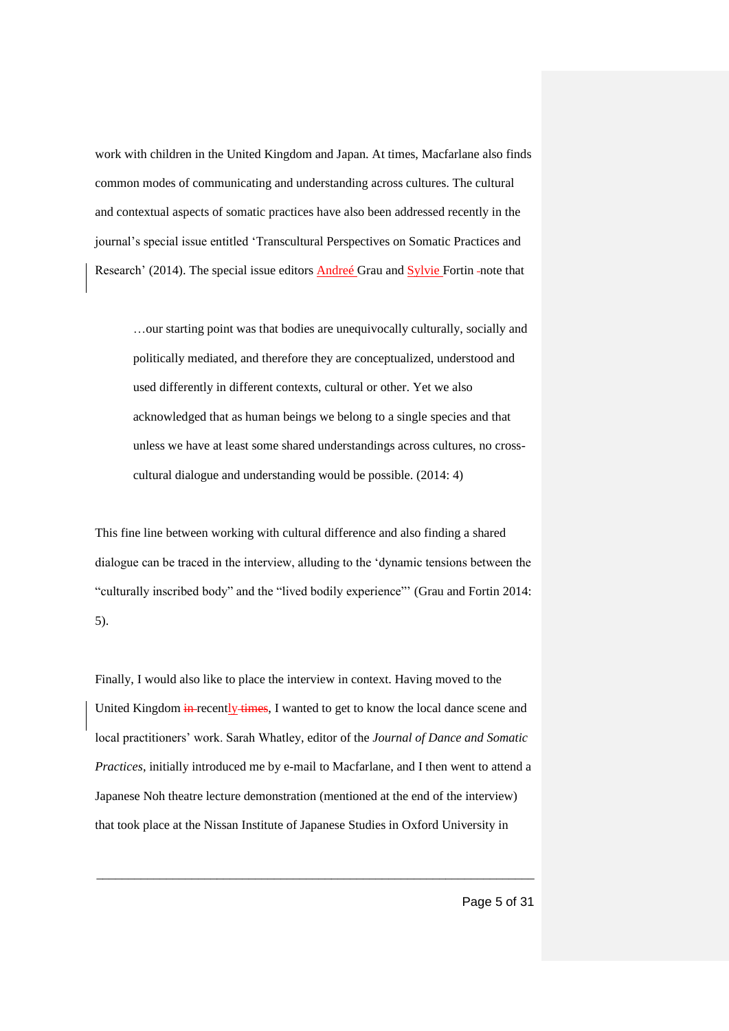work with children in the United Kingdom and Japan. At times, Macfarlane also finds common modes of communicating and understanding across cultures. The cultural and contextual aspects of somatic practices have also been addressed recently in the journal's special issue entitled 'Transcultural Perspectives on Somatic Practices and Research' (2014). The special issue editors Andreé Grau and Sylvie Fortin note that

> …our starting point was that bodies are unequivocally culturally, socially and politically mediated, and therefore they are conceptualized, understood and used differently in different contexts, cultural or other. Yet we also acknowledged that as human beings we belong to a single species and that unless we have at least some shared understandings across cultures, no cross-cultural dialogue and understanding would be possible. (2014: 4)

This fine line between working with cultural difference and also finding a shared dialogue can be traced in the interview, alluding to the 'dynamic tensions between the "culturally inscribed body" and the "lived bodily experience"' (Grau and Fortin 2014: 5).

Finally, I would also like to place the interview in context. Having moved to the United Kingdom recently, I wanted to get to know the local dance scene and local practitioners' work. Sarah Whatley, editor of the *Journal of Dance and Somatic Practices*, initially introduced me by e-mail to Macfarlane, and I then went to attend a Japanese Noh theatre lecture demonstration (mentioned at the end of the interview) that took place at the Nissan Institute of Japanese Studies in Oxford University in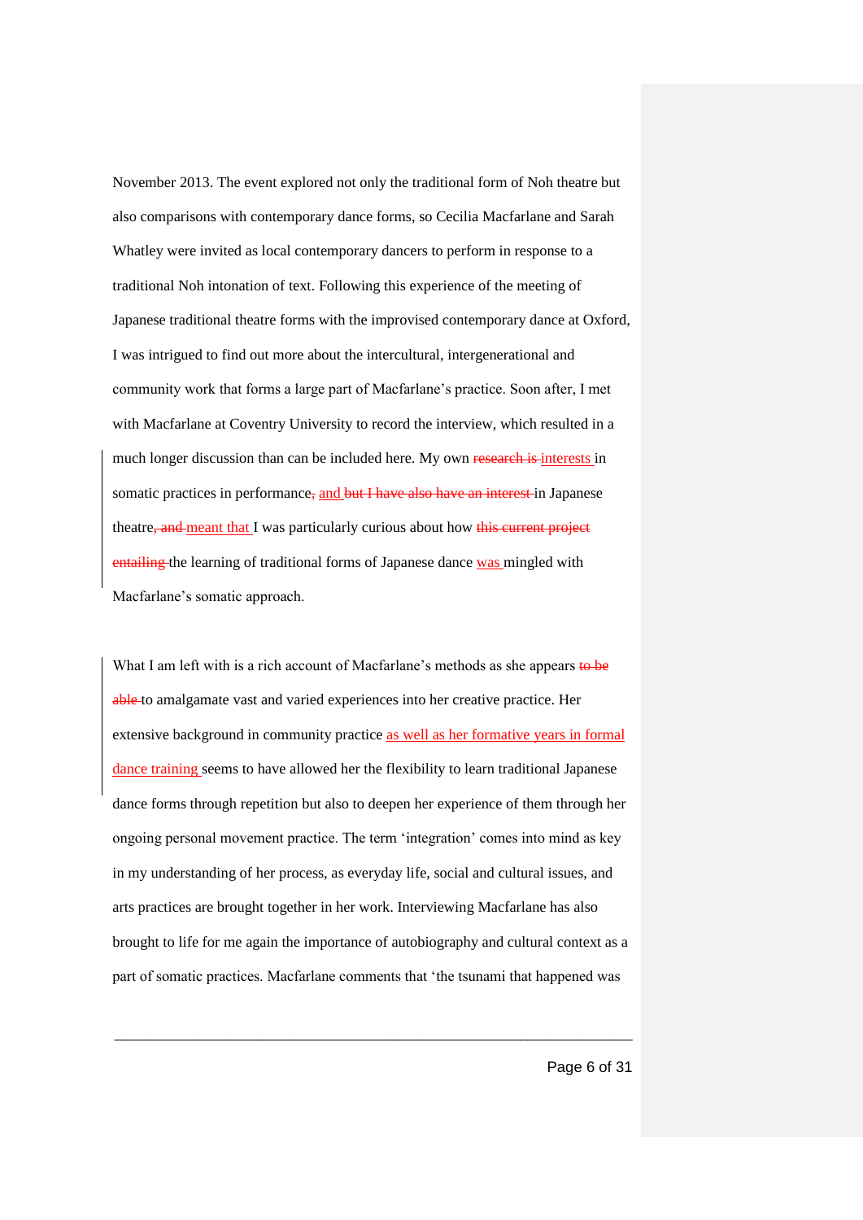November 2013. The event explored not only the traditional form of Noh theatre but also comparisons with contemporary dance forms, so Cecilia Macfarlane and Sarah Whatley were invited as local contemporary dancers to perform in response to a traditional Noh intonation of text. Following this experience of the meeting of Japanese traditional theatre forms with the improvised contemporary dance at Oxford, I was intrigued to find out more about the intercultural, intergenerational and community work that forms a large part of Macfarlane's practice. Soon after, I met with Macfarlane at Coventry University to record the interview, which resulted in a much longer discussion than can be included here. My own ~~research is~~ interests in somatic practices in performance~~,~~ and ~~but I have also have an interest~~ in Japanese theatre~~, and~~ meant that I was particularly curious about how ~~this current project entailing~~ the learning of traditional forms of Japanese dance was mingled with Macfarlane's somatic approach.

What I am left with is a rich account of Macfarlane's methods as she appears ~~to be able~~ to amalgamate vast and varied experiences into her creative practice. Her extensive background in community practice as well as her formative years in formal dance training seems to have allowed her the flexibility to learn traditional Japanese dance forms through repetition but also to deepen her experience of them through her ongoing personal movement practice. The term 'integration' comes into mind as key in my understanding of her process, as everyday life, social and cultural issues, and arts practices are brought together in her work. Interviewing Macfarlane has also brought to life for me again the importance of autobiography and cultural context as a part of somatic practices. Macfarlane comments that 'the tsunami that happened was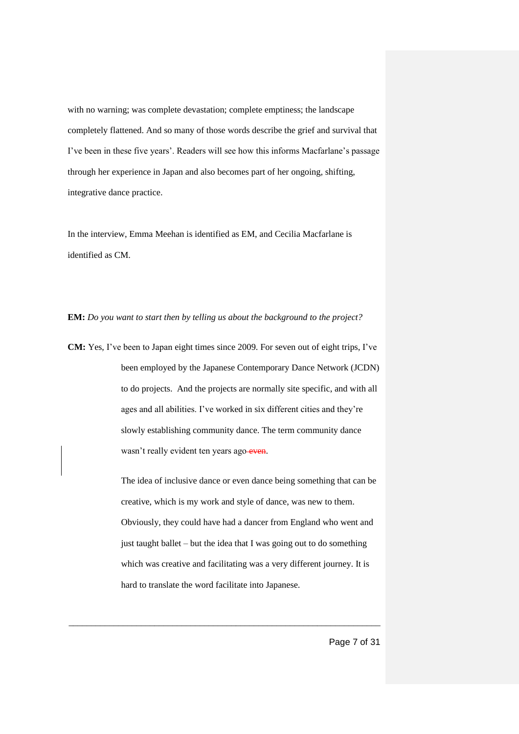with no warning; was complete devastation; complete emptiness; the landscape completely flattened. And so many of those words describe the grief and survival that I've been in these five years'. Readers will see how this informs Macfarlane's passage through her experience in Japan and also becomes part of her ongoing, shifting, integrative dance practice.

In the interview, Emma Meehan is identified as EM, and Cecilia Macfarlane is identified as CM.

**EM:** *Do you want to start then by telling us about the background to the project?*

**CM:** Yes, I've been to Japan eight times since 2009. For seven out of eight trips, I've been employed by the Japanese Contemporary Dance Network (JCDN) to do projects. And the projects are normally site specific, and with all ages and all abilities. I've worked in six different cities and they're slowly establishing community dance. The term community dance wasn't really evident ten years ago~~ even~~.

The idea of inclusive dance or even dance being something that can be creative, which is my work and style of dance, was new to them. Obviously, they could have had a dancer from England who went and just taught ballet – but the idea that I was going out to do something which was creative and facilitating was a very different journey. It is hard to translate the word facilitate into Japanese.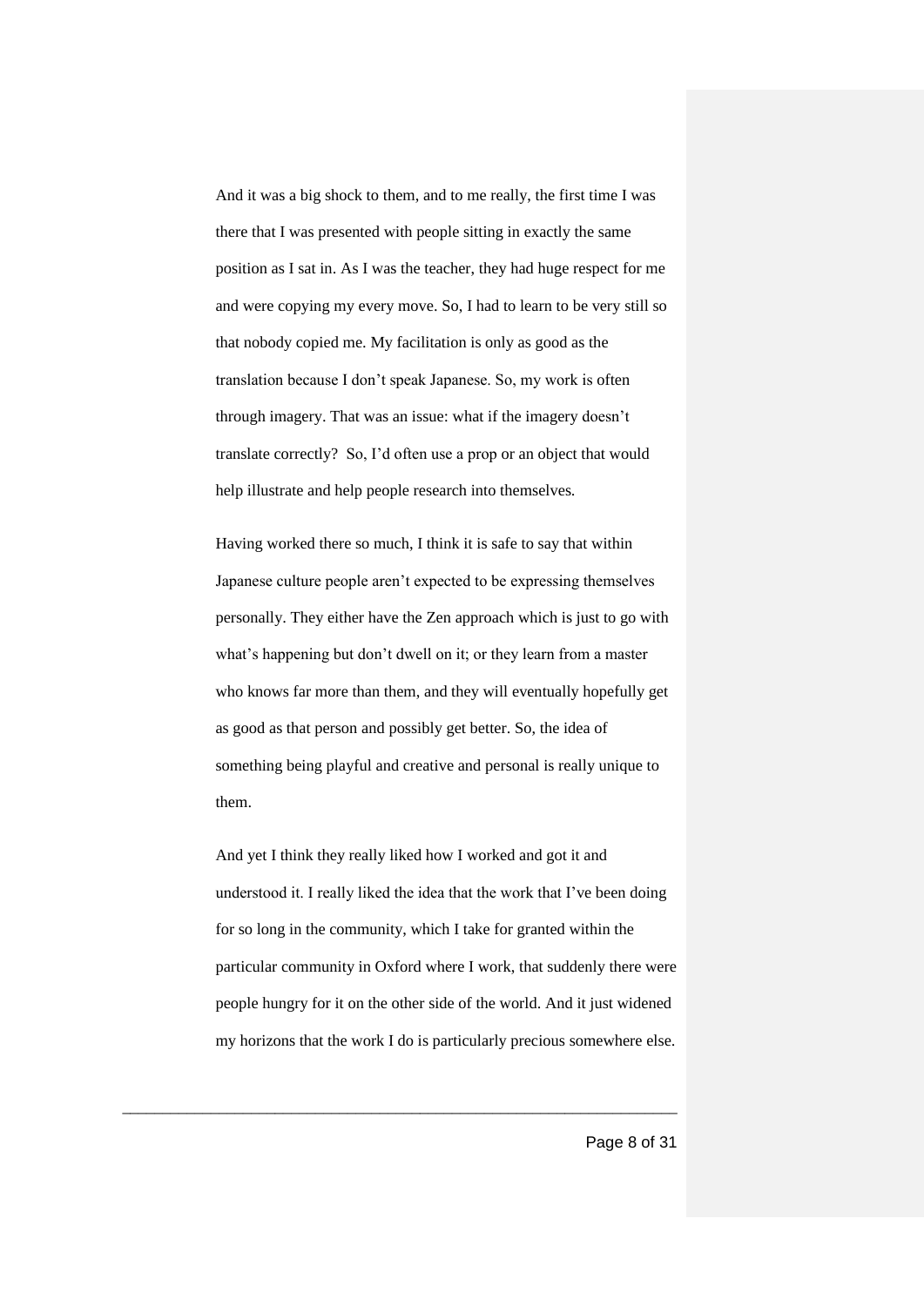And it was a big shock to them, and to me really, the first time I was there that I was presented with people sitting in exactly the same position as I sat in. As I was the teacher, they had huge respect for me and were copying my every move. So, I had to learn to be very still so that nobody copied me. My facilitation is only as good as the translation because I don't speak Japanese. So, my work is often through imagery. That was an issue: what if the imagery doesn't translate correctly? So, I'd often use a prop or an object that would help illustrate and help people research into themselves.

Having worked there so much, I think it is safe to say that within Japanese culture people aren't expected to be expressing themselves personally. They either have the Zen approach which is just to go with what's happening but don't dwell on it; or they learn from a master who knows far more than them, and they will eventually hopefully get as good as that person and possibly get better. So, the idea of something being playful and creative and personal is really unique to them.

And yet I think they really liked how I worked and got it and understood it. I really liked the idea that the work that I've been doing for so long in the community, which I take for granted within the particular community in Oxford where I work, that suddenly there were people hungry for it on the other side of the world. And it just widened my horizons that the work I do is particularly precious somewhere else.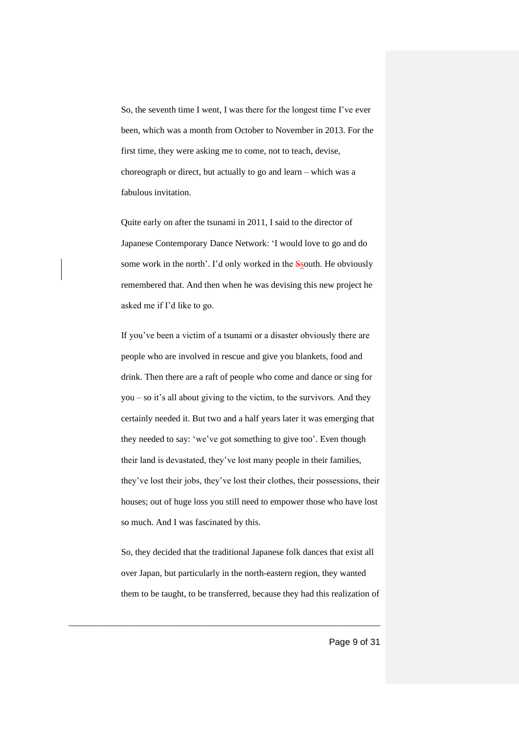So, the seventh time I went, I was there for the longest time I've ever been, which was a month from October to November in 2013. For the first time, they were asking me to come, not to teach, devise, choreograph or direct, but actually to go and learn – which was a fabulous invitation.

Quite early on after the tsunami in 2011, I said to the director of Japanese Contemporary Dance Network: 'I would love to go and do some work in the north'. I'd only worked in the south. He obviously remembered that. And then when he was devising this new project he asked me if I'd like to go.

If you've been a victim of a tsunami or a disaster obviously there are people who are involved in rescue and give you blankets, food and drink. Then there are a raft of people who come and dance or sing for you – so it's all about giving to the victim, to the survivors. And they certainly needed it. But two and a half years later it was emerging that they needed to say: 'we've got something to give too'. Even though their land is devastated, they've lost many people in their families, they've lost their jobs, they've lost their clothes, their possessions, their houses; out of huge loss you still need to empower those who have lost so much. And I was fascinated by this.

So, they decided that the traditional Japanese folk dances that exist all over Japan, but particularly in the north-eastern region, they wanted them to be taught, to be transferred, because they had this realization of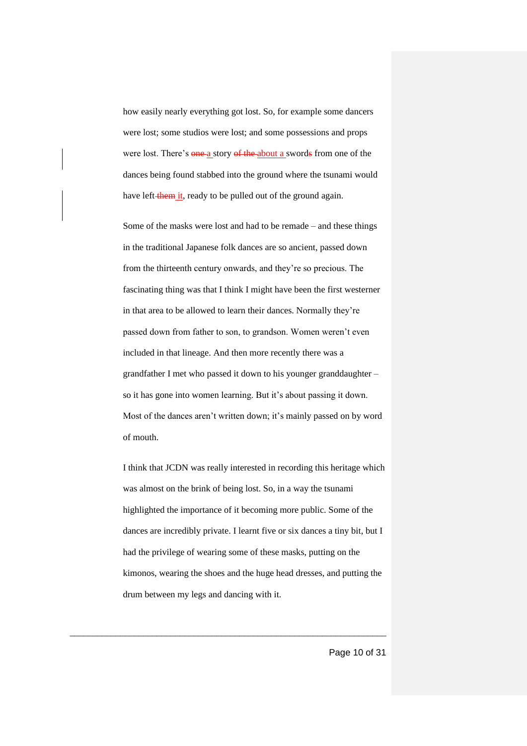how easily nearly everything got lost. So, for example some dancers were lost; some studios were lost; and some possessions and props were lost. There's ~~one~~ a story ~~of the~~ about a sword~~s~~ from one of the dances being found stabbed into the ground where the tsunami would have left ~~them~~ it, ready to be pulled out of the ground again.

Some of the masks were lost and had to be remade – and these things in the traditional Japanese folk dances are so ancient, passed down from the thirteenth century onwards, and they're so precious. The fascinating thing was that I think I might have been the first westerner in that area to be allowed to learn their dances. Normally they're passed down from father to son, to grandson. Women weren't even included in that lineage. And then more recently there was a grandfather I met who passed it down to his younger granddaughter – so it has gone into women learning. But it's about passing it down. Most of the dances aren't written down; it's mainly passed on by word of mouth.

I think that JCDN was really interested in recording this heritage which was almost on the brink of being lost. So, in a way the tsunami highlighted the importance of it becoming more public. Some of the dances are incredibly private. I learnt five or six dances a tiny bit, but I had the privilege of wearing some of these masks, putting on the kimonos, wearing the shoes and the huge head dresses, and putting the drum between my legs and dancing with it.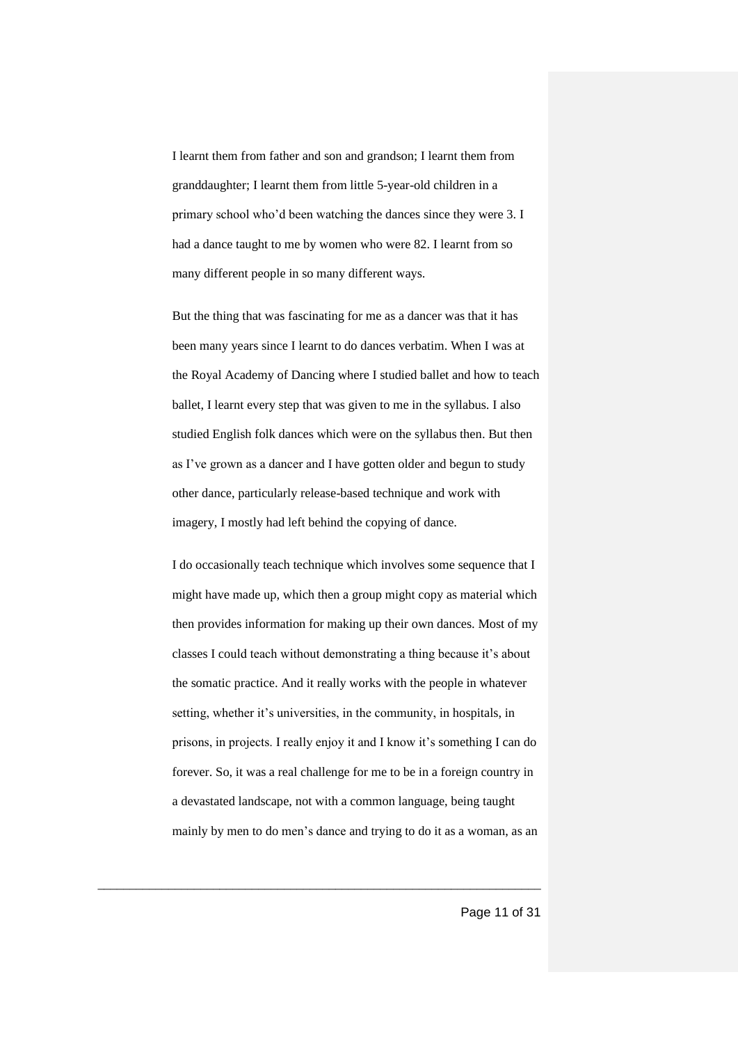I learnt them from father and son and grandson; I learnt them from granddaughter; I learnt them from little 5-year-old children in a primary school who'd been watching the dances since they were 3. I had a dance taught to me by women who were 82. I learnt from so many different people in so many different ways.

But the thing that was fascinating for me as a dancer was that it has been many years since I learnt to do dances verbatim. When I was at the Royal Academy of Dancing where I studied ballet and how to teach ballet, I learnt every step that was given to me in the syllabus. I also studied English folk dances which were on the syllabus then. But then as I've grown as a dancer and I have gotten older and begun to study other dance, particularly release-based technique and work with imagery, I mostly had left behind the copying of dance.

I do occasionally teach technique which involves some sequence that I might have made up, which then a group might copy as material which then provides information for making up their own dances. Most of my classes I could teach without demonstrating a thing because it's about the somatic practice. And it really works with the people in whatever setting, whether it's universities, in the community, in hospitals, in prisons, in projects. I really enjoy it and I know it's something I can do forever. So, it was a real challenge for me to be in a foreign country in a devastated landscape, not with a common language, being taught mainly by men to do men's dance and trying to do it as a woman, as an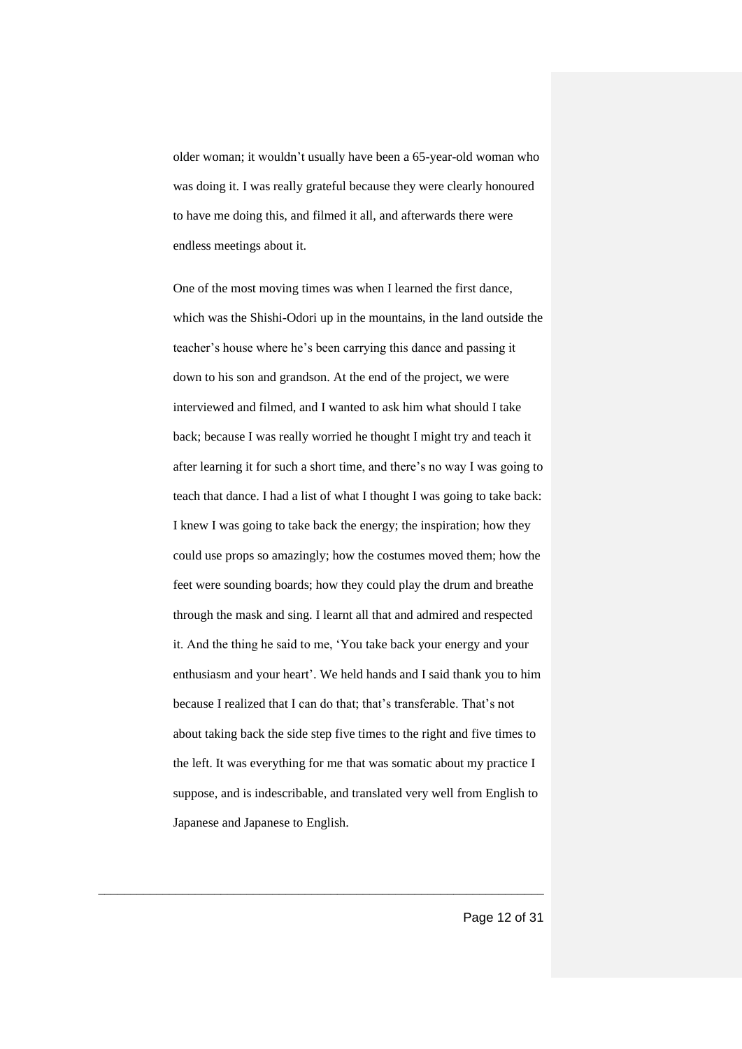older woman; it wouldn't usually have been a 65-year-old woman who was doing it. I was really grateful because they were clearly honoured to have me doing this, and filmed it all, and afterwards there were endless meetings about it.

One of the most moving times was when I learned the first dance, which was the Shishi-Odori up in the mountains, in the land outside the teacher's house where he's been carrying this dance and passing it down to his son and grandson. At the end of the project, we were interviewed and filmed, and I wanted to ask him what should I take back; because I was really worried he thought I might try and teach it after learning it for such a short time, and there's no way I was going to teach that dance. I had a list of what I thought I was going to take back: I knew I was going to take back the energy; the inspiration; how they could use props so amazingly; how the costumes moved them; how the feet were sounding boards; how they could play the drum and breathe through the mask and sing. I learnt all that and admired and respected it. And the thing he said to me, 'You take back your energy and your enthusiasm and your heart'. We held hands and I said thank you to him because I realized that I can do that; that's transferable. That's not about taking back the side step five times to the right and five times to the left. It was everything for me that was somatic about my practice I suppose, and is indescribable, and translated very well from English to Japanese and Japanese to English.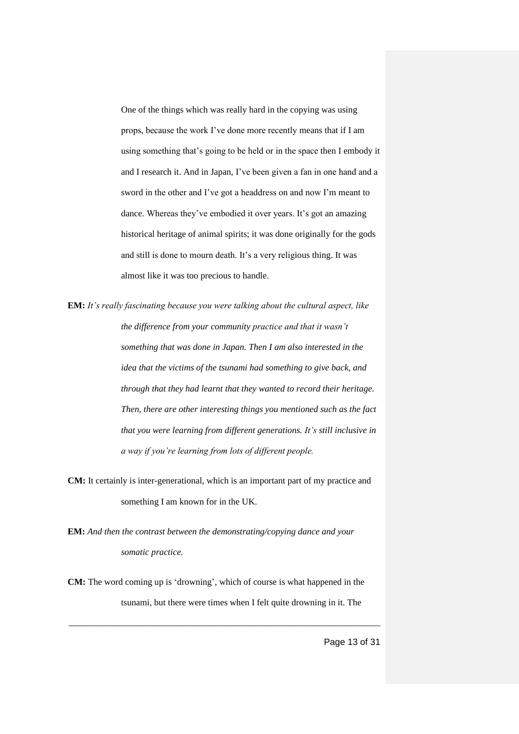One of the things which was really hard in the copying was using props, because the work I've done more recently means that if I am using something that's going to be held or in the space then I embody it and I research it. And in Japan, I've been given a fan in one hand and a sword in the other and I've got a headdress on and now I'm meant to dance. Whereas they've embodied it over years. It's got an amazing historical heritage of animal spirits; it was done originally for the gods and still is done to mourn death. It's a very religious thing. It was almost like it was too precious to handle.

**EM:** *It's really fascinating because you were talking about the cultural aspect, like the difference from your community practice and that it wasn't something that was done in Japan. Then I am also interested in the idea that the victims of the tsunami had something to give back, and through that they had learnt that they wanted to record their heritage. Then, there are other interesting things you mentioned such as the fact that you were learning from different generations. It's still inclusive in a way if you're learning from lots of different people.*

**CM:** It certainly is inter-generational, which is an important part of my practice and something I am known for in the UK.

**EM:** *And then the contrast between the demonstrating/copying dance and your somatic practice.*

**CM:** The word coming up is 'drowning', which of course is what happened in the tsunami, but there were times when I felt quite drowning in it. The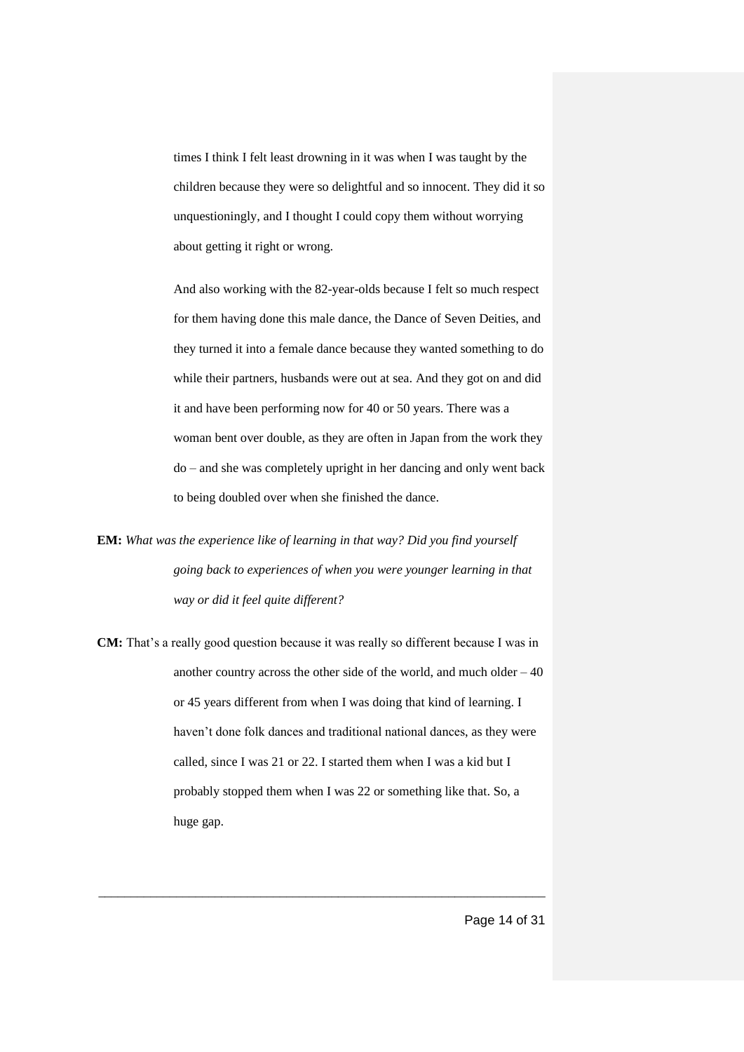times I think I felt least drowning in it was when I was taught by the children because they were so delightful and so innocent. They did it so unquestioningly, and I thought I could copy them without worrying about getting it right or wrong.

And also working with the 82-year-olds because I felt so much respect for them having done this male dance, the Dance of Seven Deities, and they turned it into a female dance because they wanted something to do while their partners, husbands were out at sea. And they got on and did it and have been performing now for 40 or 50 years. There was a woman bent over double, as they are often in Japan from the work they do – and she was completely upright in her dancing and only went back to being doubled over when she finished the dance.

**EM:** *What was the experience like of learning in that way? Did you find yourself going back to experiences of when you were younger learning in that way or did it feel quite different?*

**CM:** That's a really good question because it was really so different because I was in another country across the other side of the world, and much older – 40 or 45 years different from when I was doing that kind of learning. I haven't done folk dances and traditional national dances, as they were called, since I was 21 or 22. I started them when I was a kid but I probably stopped them when I was 22 or something like that. So, a huge gap.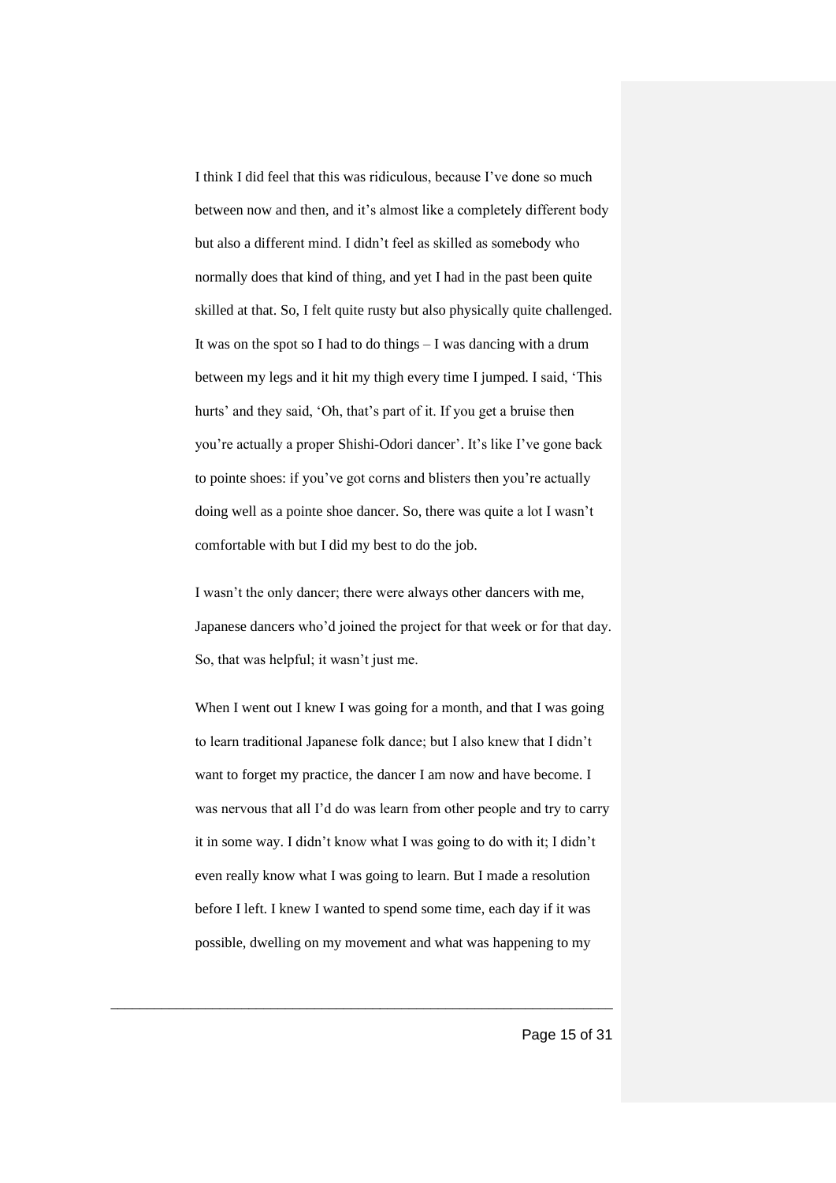I think I did feel that this was ridiculous, because I've done so much between now and then, and it's almost like a completely different body but also a different mind. I didn't feel as skilled as somebody who normally does that kind of thing, and yet I had in the past been quite skilled at that. So, I felt quite rusty but also physically quite challenged. It was on the spot so I had to do things – I was dancing with a drum between my legs and it hit my thigh every time I jumped. I said, 'This hurts' and they said, 'Oh, that's part of it. If you get a bruise then you're actually a proper Shishi-Odori dancer'. It's like I've gone back to pointe shoes: if you've got corns and blisters then you're actually doing well as a pointe shoe dancer. So, there was quite a lot I wasn't comfortable with but I did my best to do the job.

I wasn't the only dancer; there were always other dancers with me, Japanese dancers who'd joined the project for that week or for that day. So, that was helpful; it wasn't just me.

When I went out I knew I was going for a month, and that I was going to learn traditional Japanese folk dance; but I also knew that I didn't want to forget my practice, the dancer I am now and have become. I was nervous that all I'd do was learn from other people and try to carry it in some way. I didn't know what I was going to do with it; I didn't even really know what I was going to learn. But I made a resolution before I left. I knew I wanted to spend some time, each day if it was possible, dwelling on my movement and what was happening to my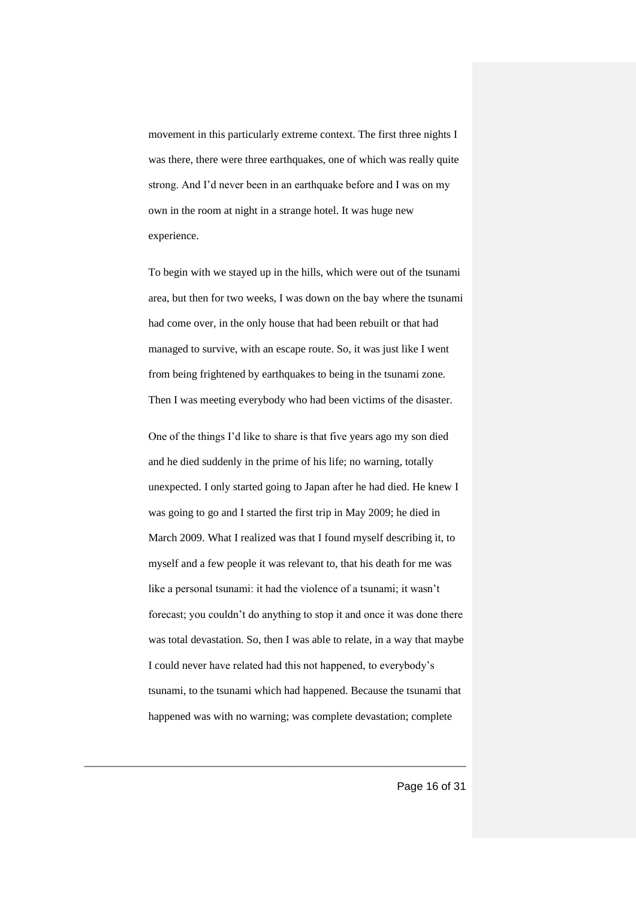movement in this particularly extreme context. The first three nights I was there, there were three earthquakes, one of which was really quite strong. And I'd never been in an earthquake before and I was on my own in the room at night in a strange hotel. It was huge new experience.

To begin with we stayed up in the hills, which were out of the tsunami area, but then for two weeks, I was down on the bay where the tsunami had come over, in the only house that had been rebuilt or that had managed to survive, with an escape route. So, it was just like I went from being frightened by earthquakes to being in the tsunami zone. Then I was meeting everybody who had been victims of the disaster.

One of the things I'd like to share is that five years ago my son died and he died suddenly in the prime of his life; no warning, totally unexpected. I only started going to Japan after he had died. He knew I was going to go and I started the first trip in May 2009; he died in March 2009. What I realized was that I found myself describing it, to myself and a few people it was relevant to, that his death for me was like a personal tsunami: it had the violence of a tsunami; it wasn't forecast; you couldn't do anything to stop it and once it was done there was total devastation. So, then I was able to relate, in a way that maybe I could never have related had this not happened, to everybody's tsunami, to the tsunami which had happened. Because the tsunami that happened was with no warning; was complete devastation; complete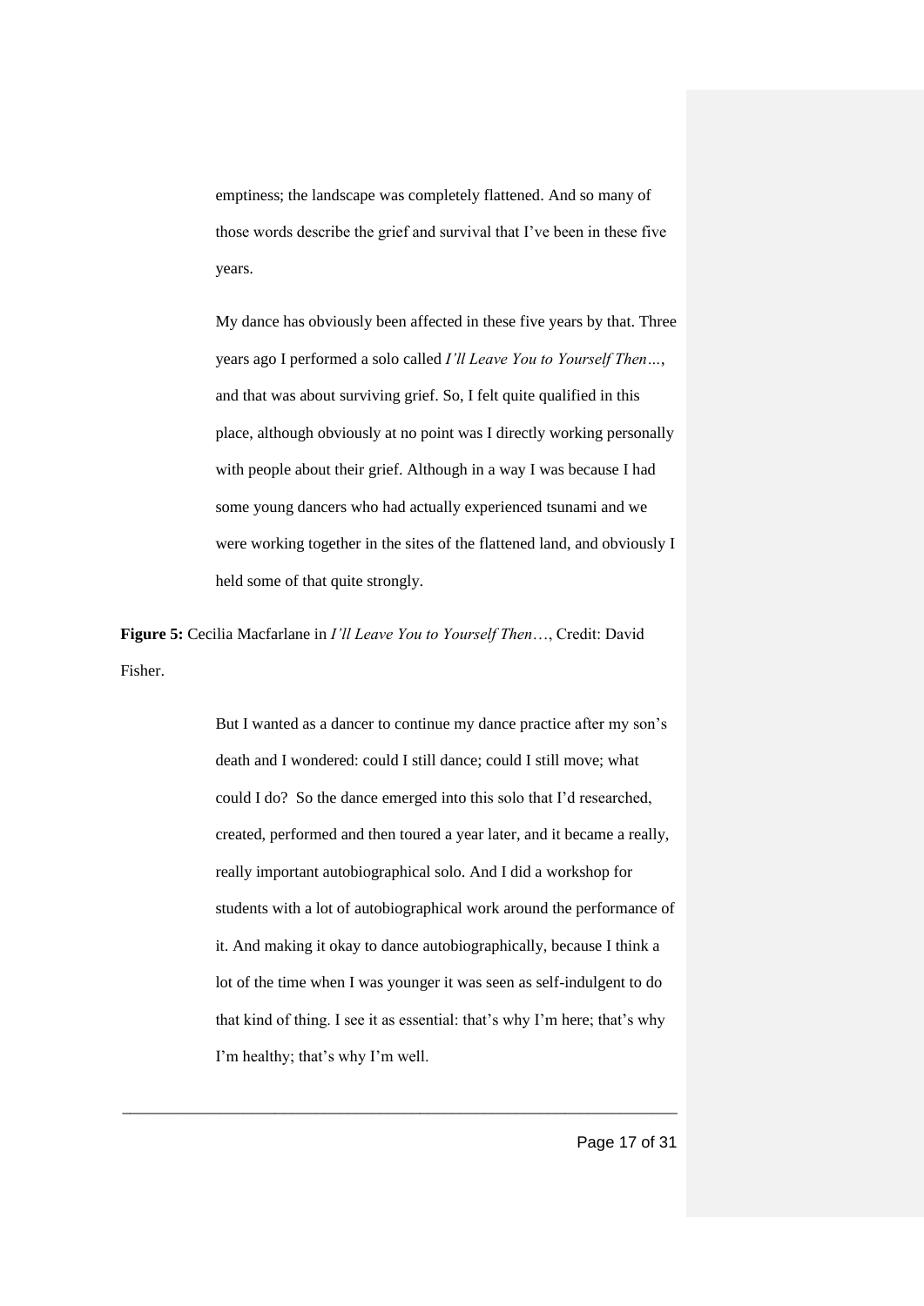emptiness; the landscape was completely flattened. And so many of those words describe the grief and survival that I've been in these five years.

My dance has obviously been affected in these five years by that. Three years ago I performed a solo called *I'll Leave You to Yourself Then…*, and that was about surviving grief. So, I felt quite qualified in this place, although obviously at no point was I directly working personally with people about their grief. Although in a way I was because I had some young dancers who had actually experienced tsunami and we were working together in the sites of the flattened land, and obviously I held some of that quite strongly.

**Figure 5:** Cecilia Macfarlane in *I'll Leave You to Yourself Then*…, Credit: David Fisher.

But I wanted as a dancer to continue my dance practice after my son's death and I wondered: could I still dance; could I still move; what could I do? So the dance emerged into this solo that I'd researched, created, performed and then toured a year later, and it became a really, really important autobiographical solo. And I did a workshop for students with a lot of autobiographical work around the performance of it. And making it okay to dance autobiographically, because I think a lot of the time when I was younger it was seen as self-indulgent to do that kind of thing. I see it as essential: that's why I'm here; that's why I'm healthy; that's why I'm well.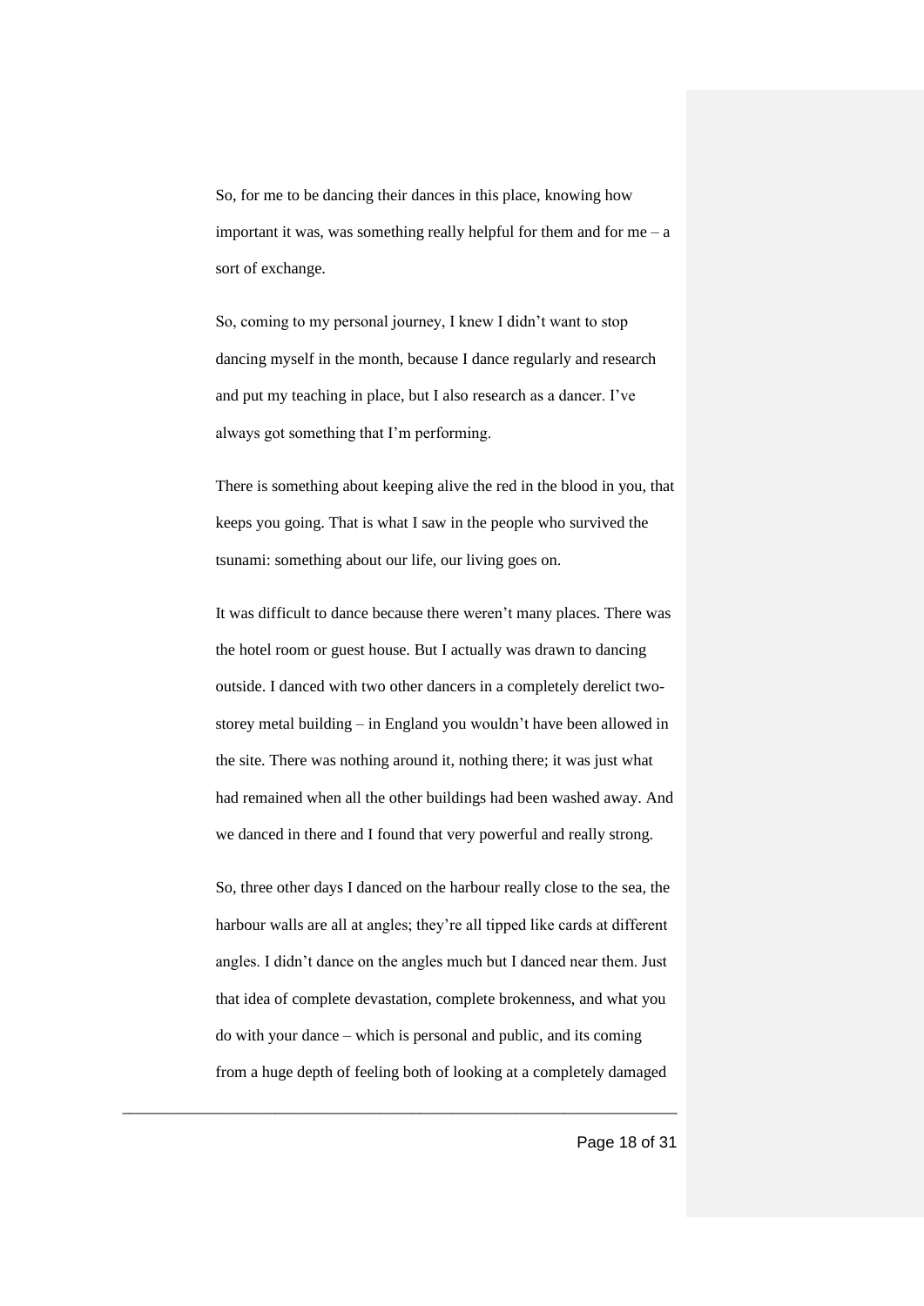So, for me to be dancing their dances in this place, knowing how important it was, was something really helpful for them and for me – a sort of exchange.

So, coming to my personal journey, I knew I didn't want to stop dancing myself in the month, because I dance regularly and research and put my teaching in place, but I also research as a dancer. I've always got something that I'm performing.

There is something about keeping alive the red in the blood in you, that keeps you going. That is what I saw in the people who survived the tsunami: something about our life, our living goes on.

It was difficult to dance because there weren't many places. There was the hotel room or guest house. But I actually was drawn to dancing outside. I danced with two other dancers in a completely derelict two-storey metal building – in England you wouldn't have been allowed in the site. There was nothing around it, nothing there; it was just what had remained when all the other buildings had been washed away. And we danced in there and I found that very powerful and really strong.

So, three other days I danced on the harbour really close to the sea, the harbour walls are all at angles; they're all tipped like cards at different angles. I didn't dance on the angles much but I danced near them. Just that idea of complete devastation, complete brokenness, and what you do with your dance – which is personal and public, and its coming from a huge depth of feeling both of looking at a completely damaged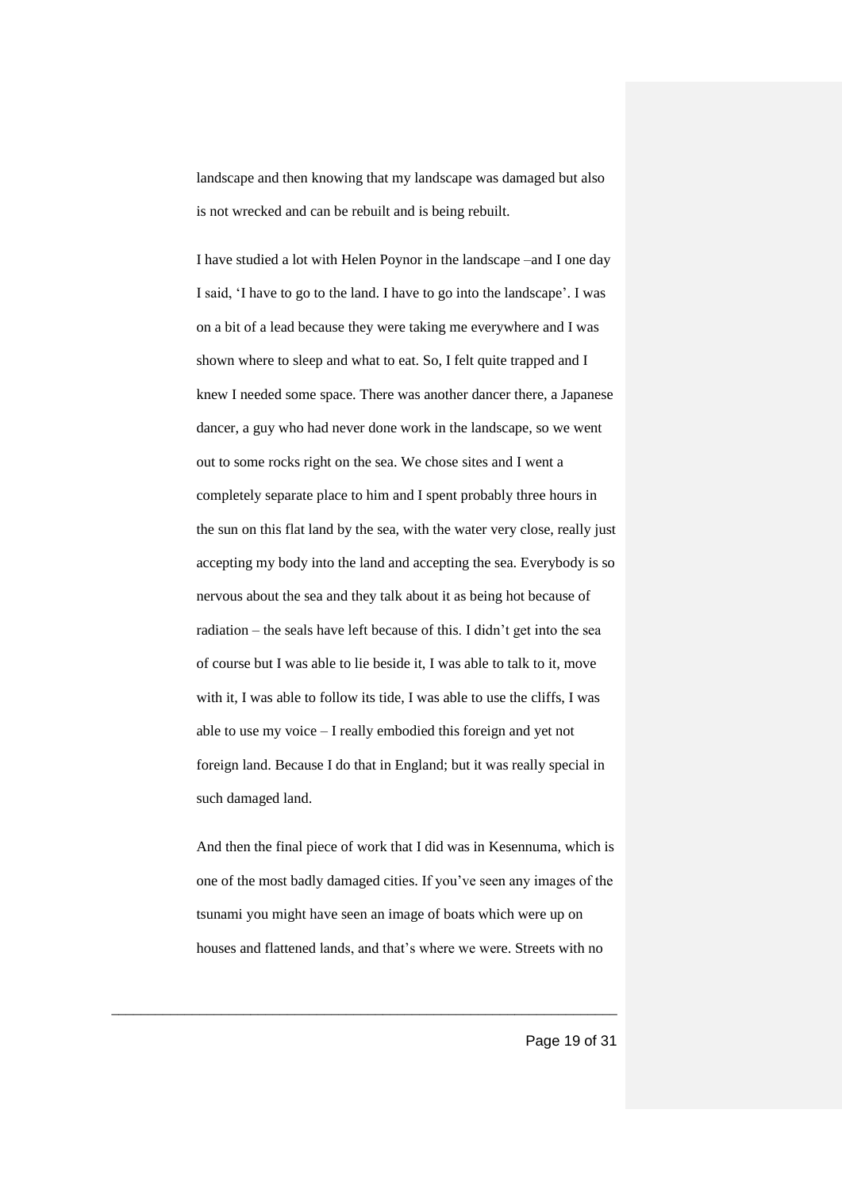landscape and then knowing that my landscape was damaged but also is not wrecked and can be rebuilt and is being rebuilt.

I have studied a lot with Helen Poynor in the landscape –and I one day I said, 'I have to go to the land. I have to go into the landscape'. I was on a bit of a lead because they were taking me everywhere and I was shown where to sleep and what to eat. So, I felt quite trapped and I knew I needed some space. There was another dancer there, a Japanese dancer, a guy who had never done work in the landscape, so we went out to some rocks right on the sea. We chose sites and I went a completely separate place to him and I spent probably three hours in the sun on this flat land by the sea, with the water very close, really just accepting my body into the land and accepting the sea. Everybody is so nervous about the sea and they talk about it as being hot because of radiation – the seals have left because of this. I didn't get into the sea of course but I was able to lie beside it, I was able to talk to it, move with it, I was able to follow its tide, I was able to use the cliffs, I was able to use my voice – I really embodied this foreign and yet not foreign land. Because I do that in England; but it was really special in such damaged land.

And then the final piece of work that I did was in Kesennuma, which is one of the most badly damaged cities. If you've seen any images of the tsunami you might have seen an image of boats which were up on houses and flattened lands, and that's where we were. Streets with no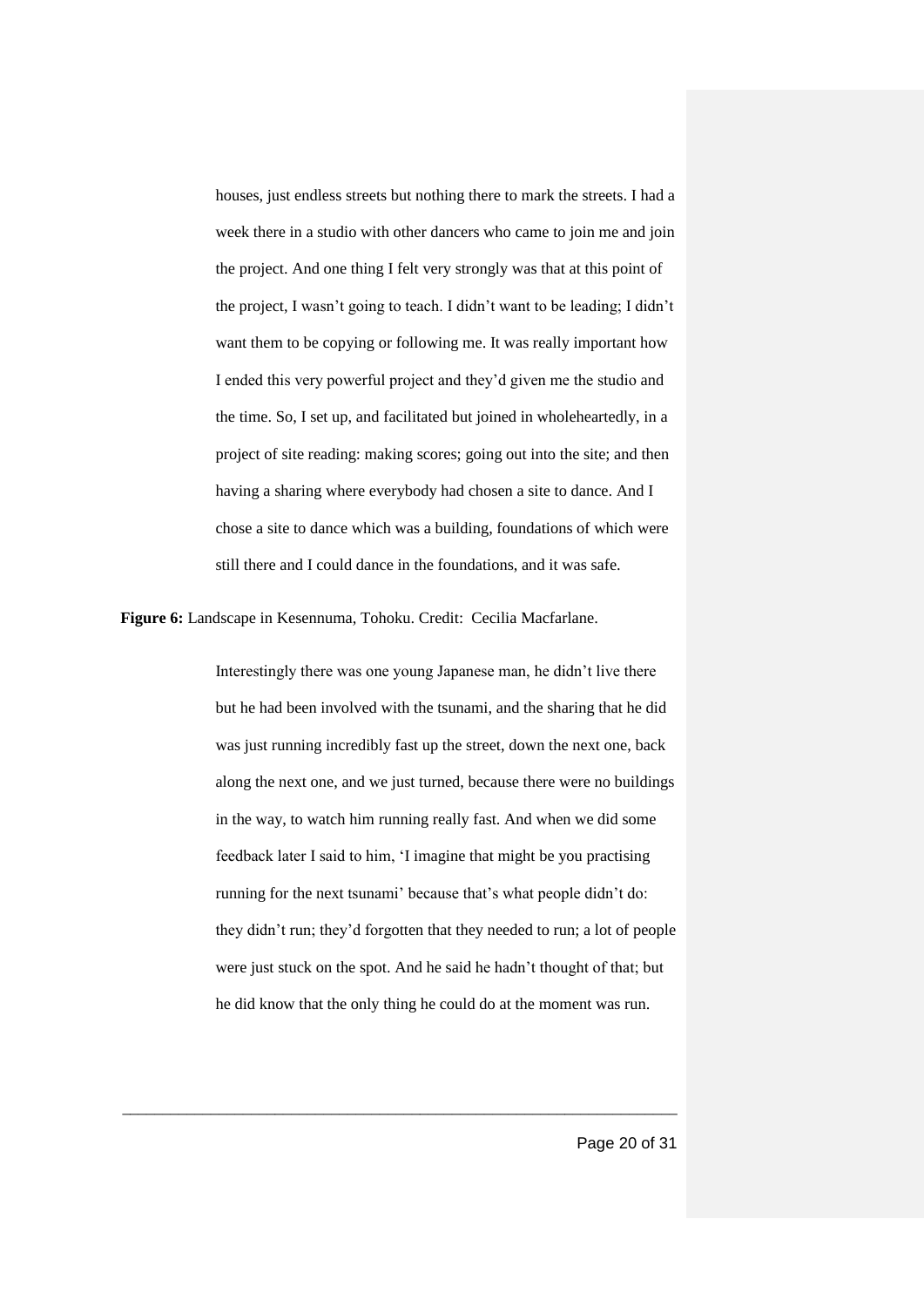houses, just endless streets but nothing there to mark the streets. I had a week there in a studio with other dancers who came to join me and join the project. And one thing I felt very strongly was that at this point of the project, I wasn't going to teach. I didn't want to be leading; I didn't want them to be copying or following me. It was really important how I ended this very powerful project and they'd given me the studio and the time. So, I set up, and facilitated but joined in wholeheartedly, in a project of site reading: making scores; going out into the site; and then having a sharing where everybody had chosen a site to dance. And I chose a site to dance which was a building, foundations of which were still there and I could dance in the foundations, and it was safe.

**Figure 6:** Landscape in Kesennuma, Tohoku. Credit: Cecilia Macfarlane.

Interestingly there was one young Japanese man, he didn't live there but he had been involved with the tsunami, and the sharing that he did was just running incredibly fast up the street, down the next one, back along the next one, and we just turned, because there were no buildings in the way, to watch him running really fast. And when we did some feedback later I said to him, 'I imagine that might be you practising running for the next tsunami' because that's what people didn't do: they didn't run; they'd forgotten that they needed to run; a lot of people were just stuck on the spot. And he said he hadn't thought of that; but he did know that the only thing he could do at the moment was run.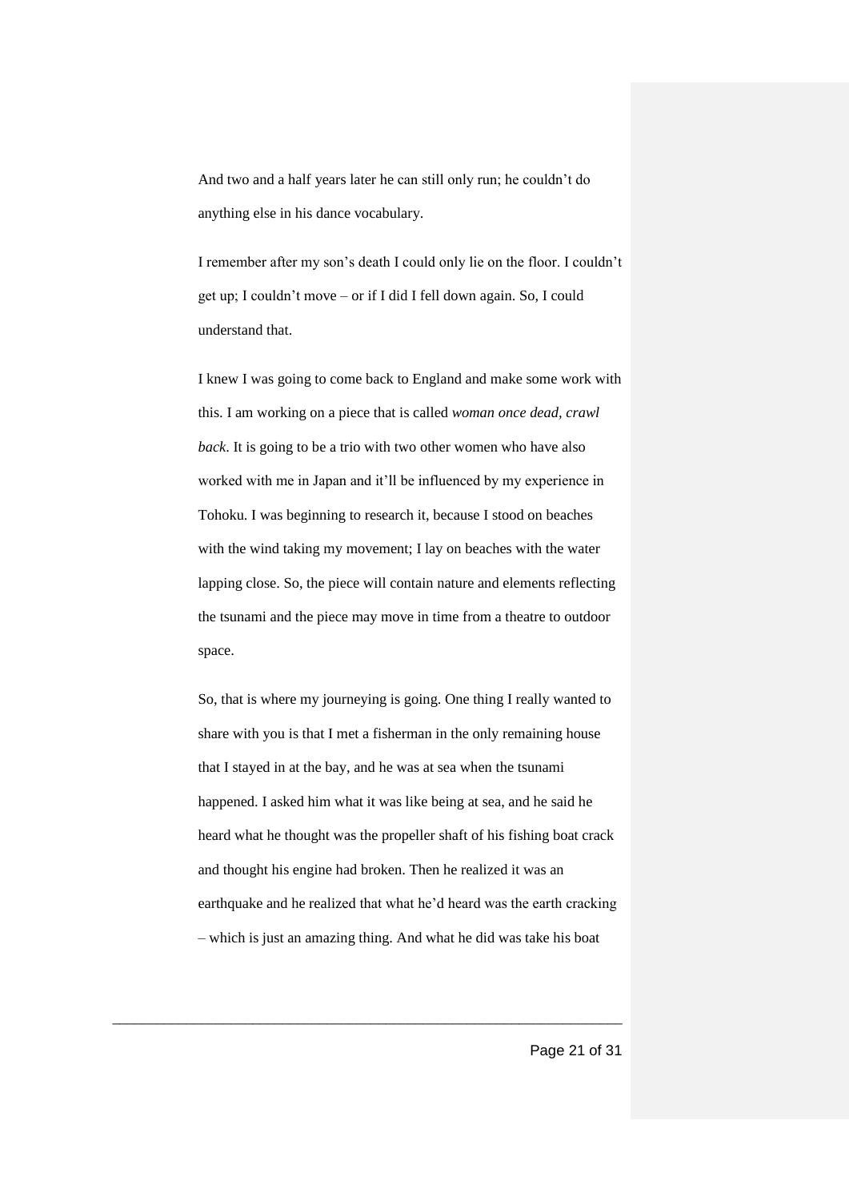And two and a half years later he can still only run; he couldn't do anything else in his dance vocabulary.

I remember after my son's death I could only lie on the floor. I couldn't get up; I couldn't move – or if I did I fell down again. So, I could understand that.

I knew I was going to come back to England and make some work with this. I am working on a piece that is called *woman once dead, crawl back*. It is going to be a trio with two other women who have also worked with me in Japan and it'll be influenced by my experience in Tohoku. I was beginning to research it, because I stood on beaches with the wind taking my movement; I lay on beaches with the water lapping close. So, the piece will contain nature and elements reflecting the tsunami and the piece may move in time from a theatre to outdoor space.

So, that is where my journeying is going. One thing I really wanted to share with you is that I met a fisherman in the only remaining house that I stayed in at the bay, and he was at sea when the tsunami happened. I asked him what it was like being at sea, and he said he heard what he thought was the propeller shaft of his fishing boat crack and thought his engine had broken. Then he realized it was an earthquake and he realized that what he'd heard was the earth cracking – which is just an amazing thing. And what he did was take his boat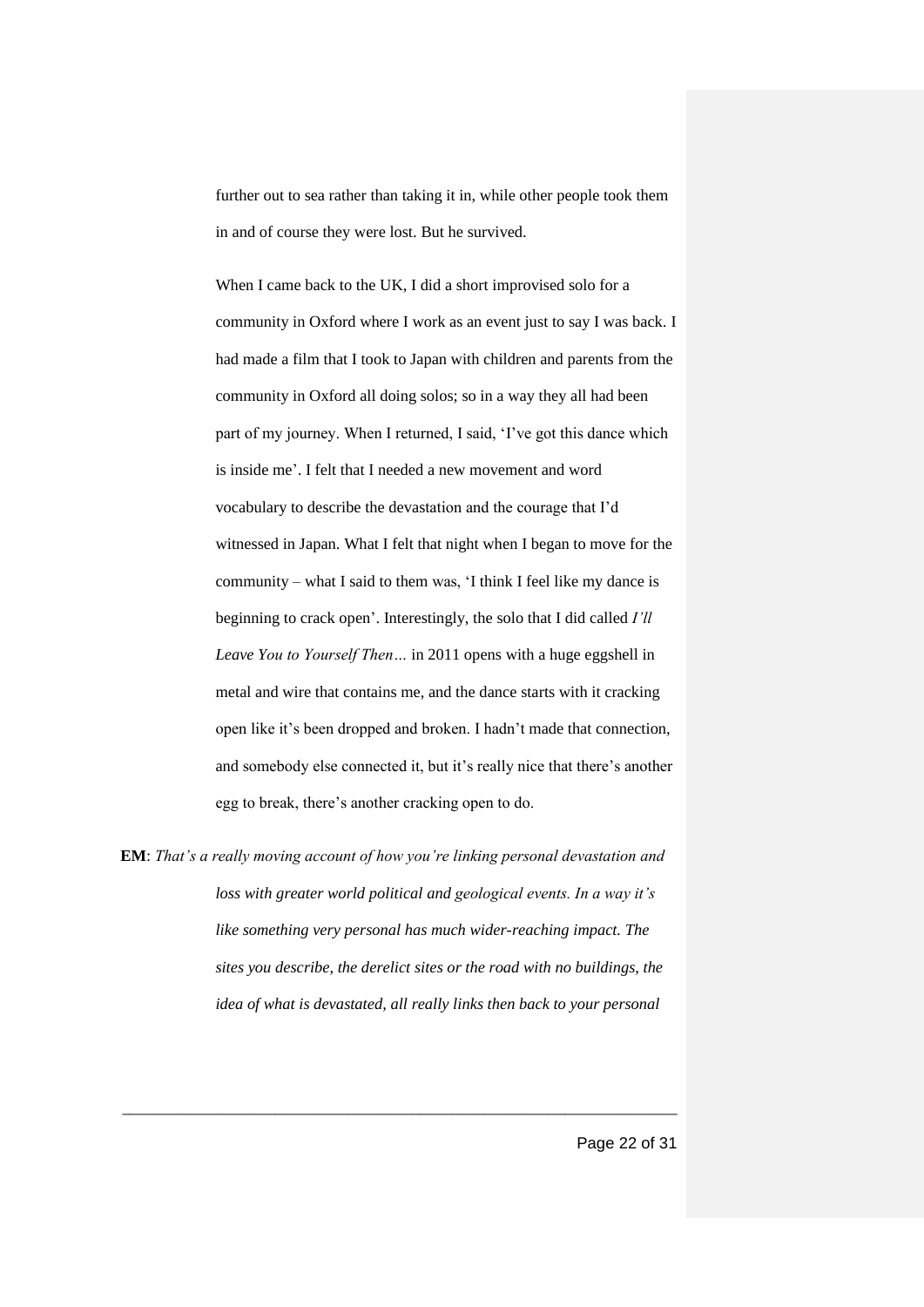further out to sea rather than taking it in, while other people took them in and of course they were lost. But he survived.

When I came back to the UK, I did a short improvised solo for a community in Oxford where I work as an event just to say I was back. I had made a film that I took to Japan with children and parents from the community in Oxford all doing solos; so in a way they all had been part of my journey. When I returned, I said, 'I've got this dance which is inside me'. I felt that I needed a new movement and word vocabulary to describe the devastation and the courage that I'd witnessed in Japan. What I felt that night when I began to move for the community – what I said to them was, 'I think I feel like my dance is beginning to crack open'. Interestingly, the solo that I did called *I'll Leave You to Yourself Then…* in 2011 opens with a huge eggshell in metal and wire that contains me, and the dance starts with it cracking open like it's been dropped and broken. I hadn't made that connection, and somebody else connected it, but it's really nice that there's another egg to break, there's another cracking open to do.

**EM**: *That's a really moving account of how you're linking personal devastation and loss with greater world political and geological events. In a way it's like something very personal has much wider-reaching impact. The sites you describe, the derelict sites or the road with no buildings, the idea of what is devastated, all really links then back to your personal*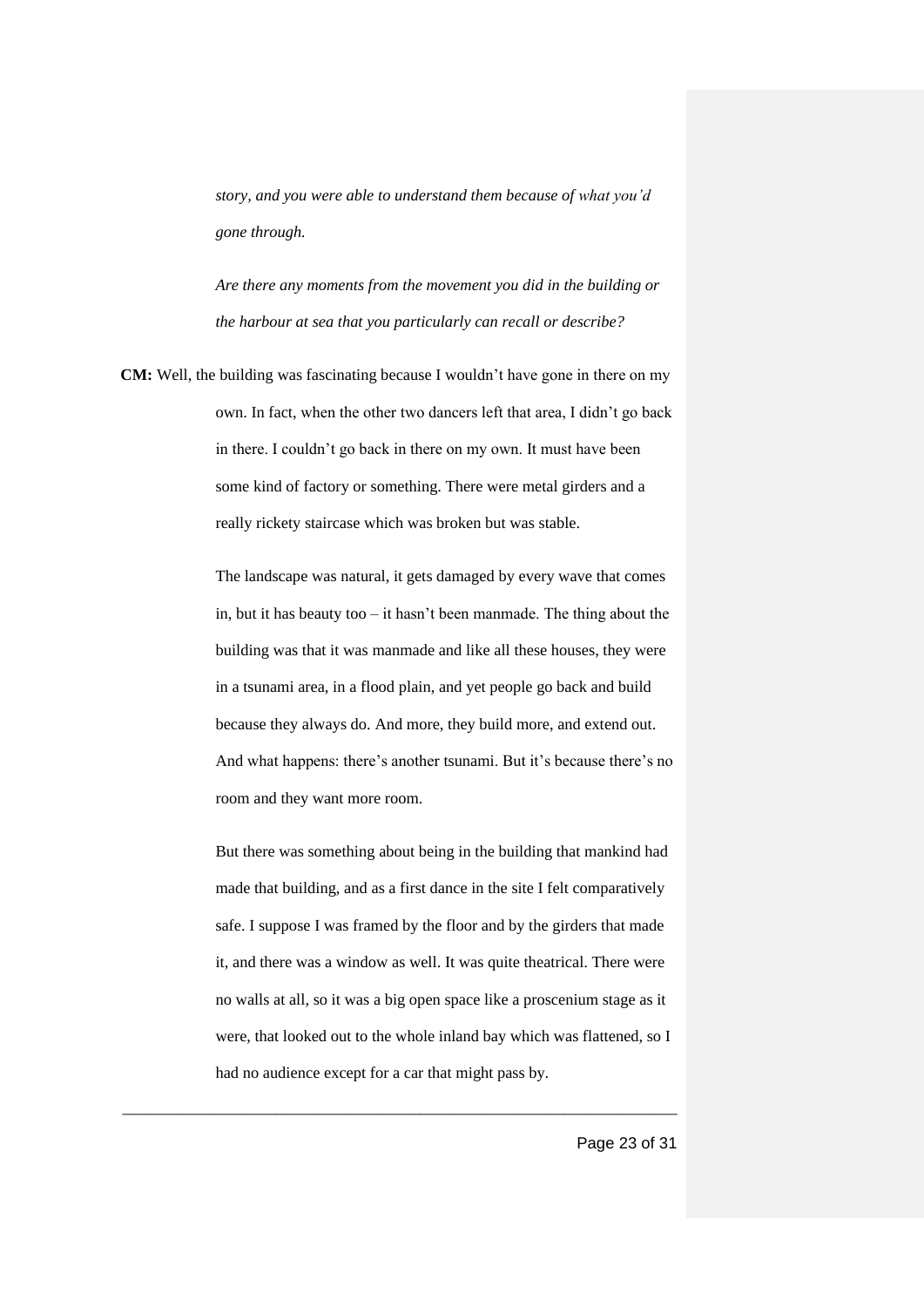*story, and you were able to understand them because of what you'd gone through.*

*Are there any moments from the movement you did in the building or the harbour at sea that you particularly can recall or describe?*

**CM:** Well, the building was fascinating because I wouldn't have gone in there on my own. In fact, when the other two dancers left that area, I didn't go back in there. I couldn't go back in there on my own. It must have been some kind of factory or something. There were metal girders and a really rickety staircase which was broken but was stable.

The landscape was natural, it gets damaged by every wave that comes in, but it has beauty too – it hasn't been manmade. The thing about the building was that it was manmade and like all these houses, they were in a tsunami area, in a flood plain, and yet people go back and build because they always do. And more, they build more, and extend out. And what happens: there's another tsunami. But it's because there's no room and they want more room.

But there was something about being in the building that mankind had made that building, and as a first dance in the site I felt comparatively safe. I suppose I was framed by the floor and by the girders that made it, and there was a window as well. It was quite theatrical. There were no walls at all, so it was a big open space like a proscenium stage as it were, that looked out to the whole inland bay which was flattened, so I had no audience except for a car that might pass by.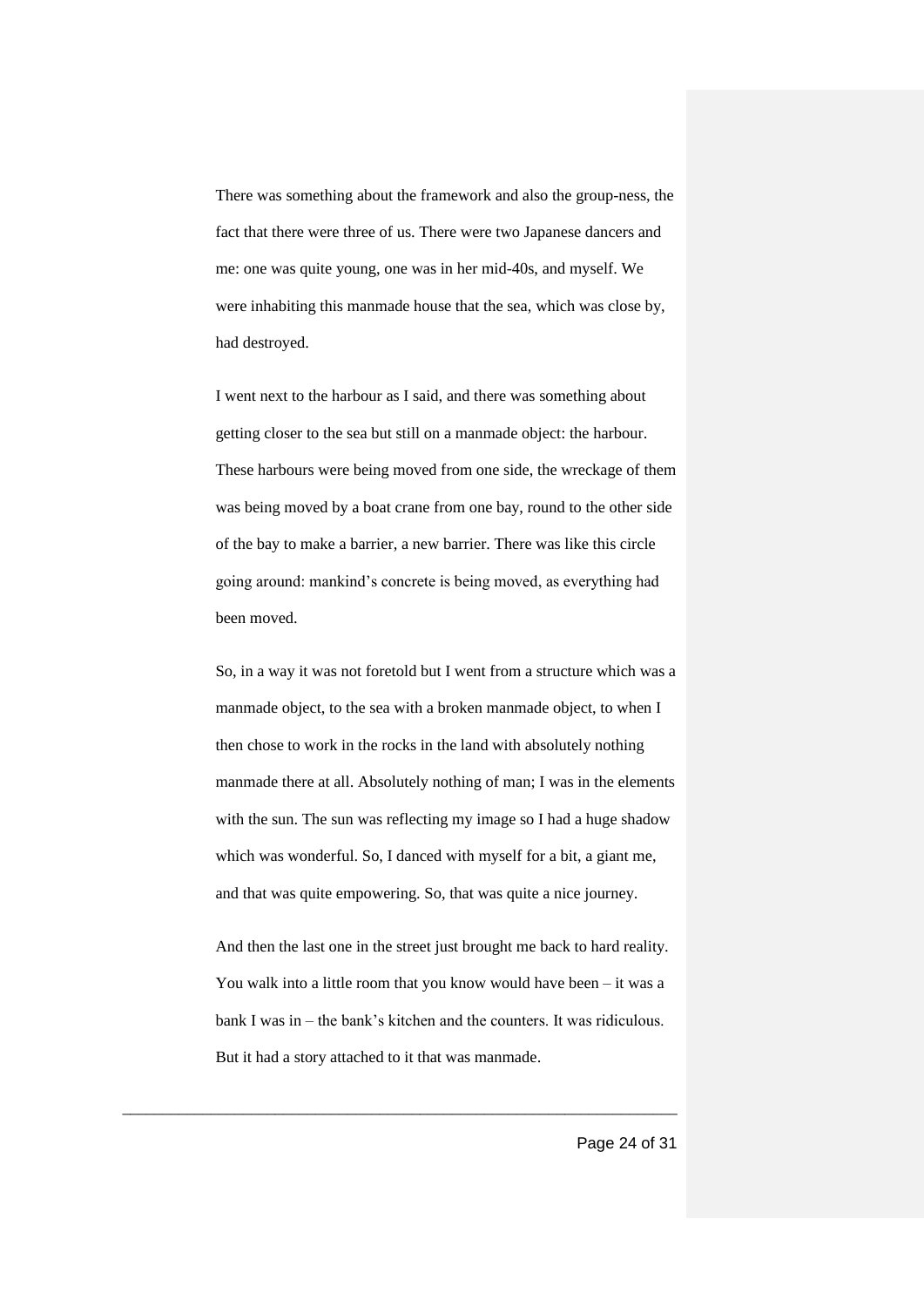There was something about the framework and also the group-ness, the fact that there were three of us. There were two Japanese dancers and me: one was quite young, one was in her mid-40s, and myself. We were inhabiting this manmade house that the sea, which was close by, had destroyed.

I went next to the harbour as I said, and there was something about getting closer to the sea but still on a manmade object: the harbour. These harbours were being moved from one side, the wreckage of them was being moved by a boat crane from one bay, round to the other side of the bay to make a barrier, a new barrier. There was like this circle going around: mankind's concrete is being moved, as everything had been moved.

So, in a way it was not foretold but I went from a structure which was a manmade object, to the sea with a broken manmade object, to when I then chose to work in the rocks in the land with absolutely nothing manmade there at all. Absolutely nothing of man; I was in the elements with the sun. The sun was reflecting my image so I had a huge shadow which was wonderful. So, I danced with myself for a bit, a giant me, and that was quite empowering. So, that was quite a nice journey.

And then the last one in the street just brought me back to hard reality. You walk into a little room that you know would have been – it was a bank I was in – the bank's kitchen and the counters. It was ridiculous. But it had a story attached to it that was manmade.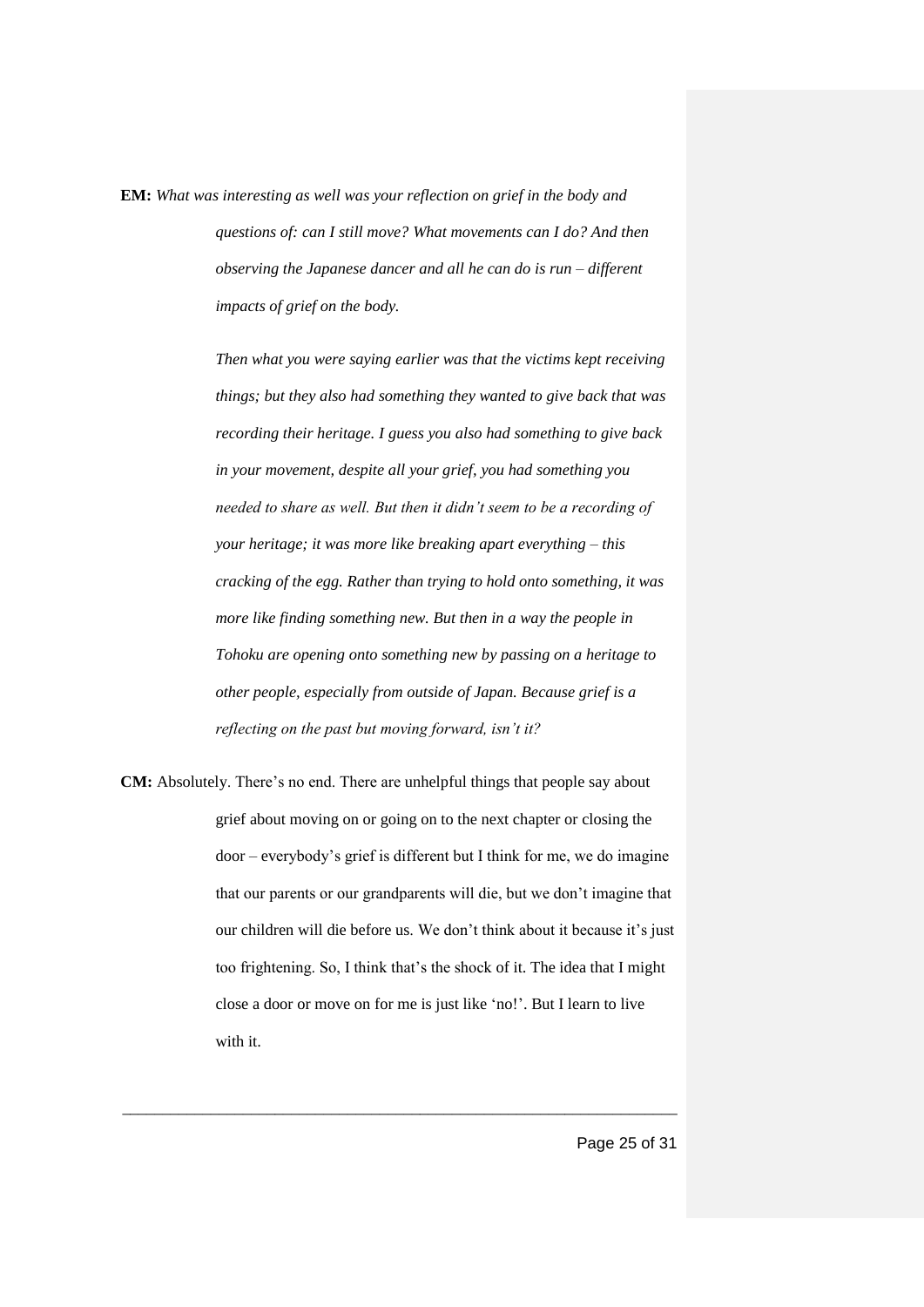**EM:** *What was interesting as well was your reflection on grief in the body and questions of: can I still move? What movements can I do? And then observing the Japanese dancer and all he can do is run – different impacts of grief on the body.*

*Then what you were saying earlier was that the victims kept receiving things; but they also had something they wanted to give back that was recording their heritage. I guess you also had something to give back in your movement, despite all your grief, you had something you needed to share as well. But then it didn't seem to be a recording of your heritage; it was more like breaking apart everything – this cracking of the egg. Rather than trying to hold onto something, it was more like finding something new. But then in a way the people in Tohoku are opening onto something new by passing on a heritage to other people, especially from outside of Japan. Because grief is a reflecting on the past but moving forward, isn't it?*

**CM:** Absolutely. There's no end. There are unhelpful things that people say about grief about moving on or going on to the next chapter or closing the door – everybody's grief is different but I think for me, we do imagine that our parents or our grandparents will die, but we don't imagine that our children will die before us. We don't think about it because it's just too frightening. So, I think that's the shock of it. The idea that I might close a door or move on for me is just like 'no!'. But I learn to live with it.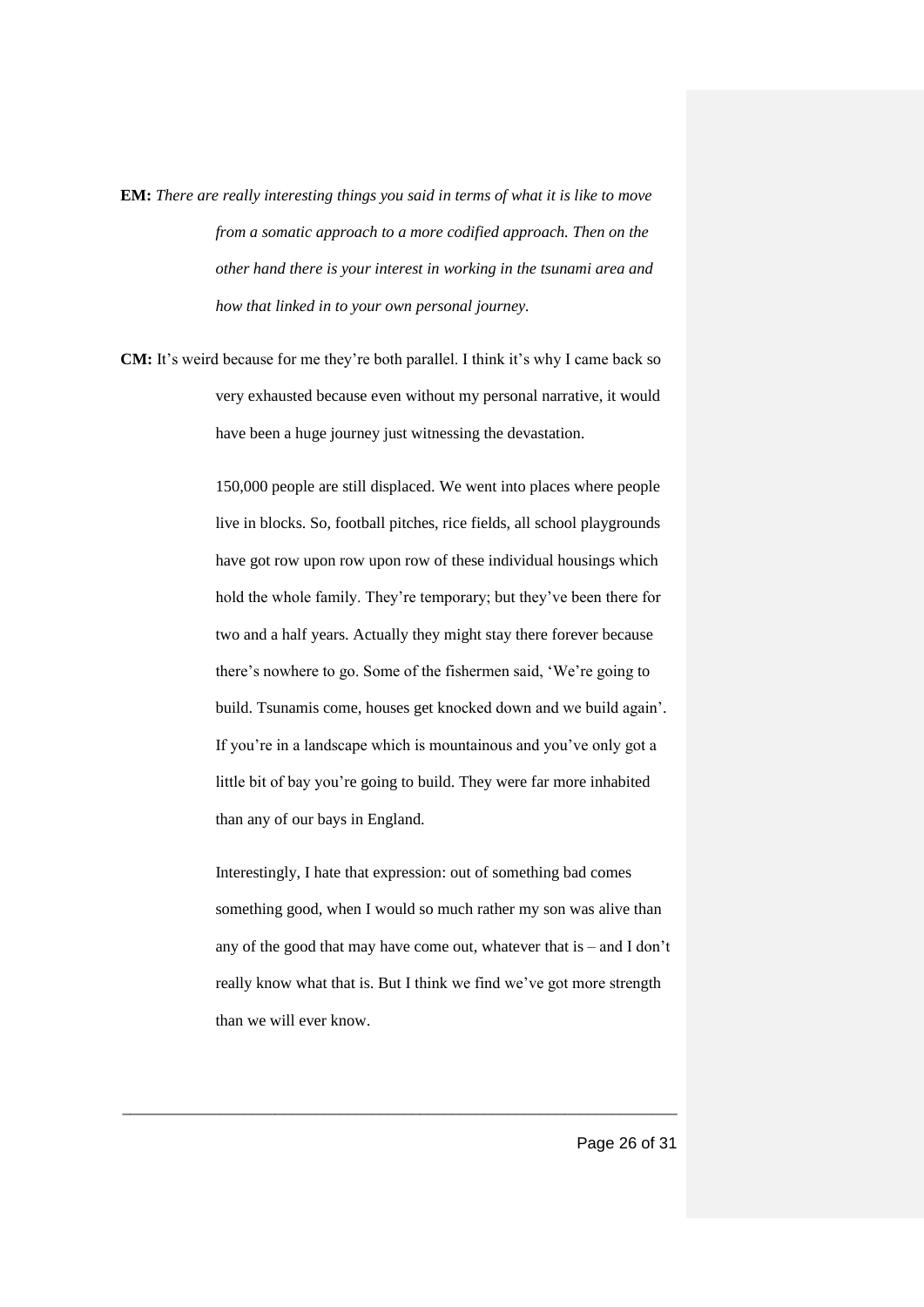**EM:** *There are really interesting things you said in terms of what it is like to move from a somatic approach to a more codified approach. Then on the other hand there is your interest in working in the tsunami area and how that linked in to your own personal journey.*

**CM:** It's weird because for me they're both parallel. I think it's why I came back so very exhausted because even without my personal narrative, it would have been a huge journey just witnessing the devastation.

150,000 people are still displaced. We went into places where people live in blocks. So, football pitches, rice fields, all school playgrounds have got row upon row upon row of these individual housings which hold the whole family. They're temporary; but they've been there for two and a half years. Actually they might stay there forever because there's nowhere to go. Some of the fishermen said, 'We're going to build. Tsunamis come, houses get knocked down and we build again'. If you're in a landscape which is mountainous and you've only got a little bit of bay you're going to build. They were far more inhabited than any of our bays in England.

Interestingly, I hate that expression: out of something bad comes something good, when I would so much rather my son was alive than any of the good that may have come out, whatever that is – and I don't really know what that is. But I think we find we've got more strength than we will ever know.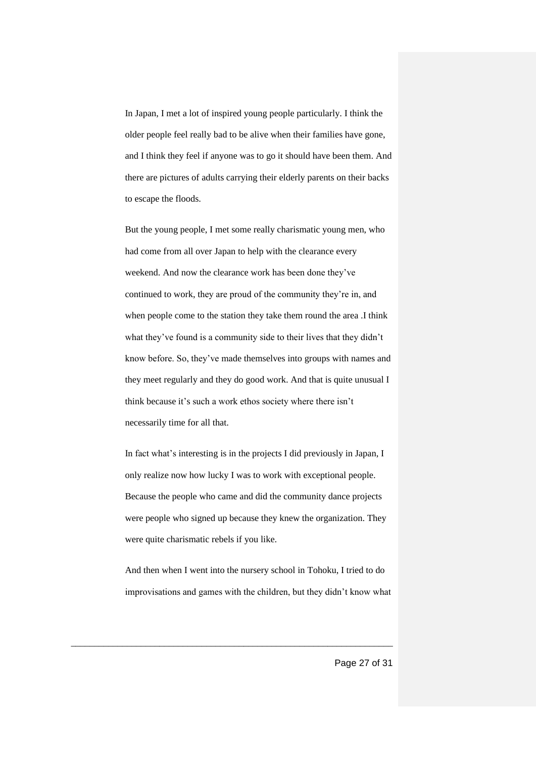In Japan, I met a lot of inspired young people particularly. I think the older people feel really bad to be alive when their families have gone, and I think they feel if anyone was to go it should have been them. And there are pictures of adults carrying their elderly parents on their backs to escape the floods.

But the young people, I met some really charismatic young men, who had come from all over Japan to help with the clearance every weekend. And now the clearance work has been done they've continued to work, they are proud of the community they're in, and when people come to the station they take them round the area .I think what they've found is a community side to their lives that they didn't know before. So, they've made themselves into groups with names and they meet regularly and they do good work. And that is quite unusual I think because it's such a work ethos society where there isn't necessarily time for all that.

In fact what's interesting is in the projects I did previously in Japan, I only realize now how lucky I was to work with exceptional people. Because the people who came and did the community dance projects were people who signed up because they knew the organization. They were quite charismatic rebels if you like.

And then when I went into the nursery school in Tohoku, I tried to do improvisations and games with the children, but they didn't know what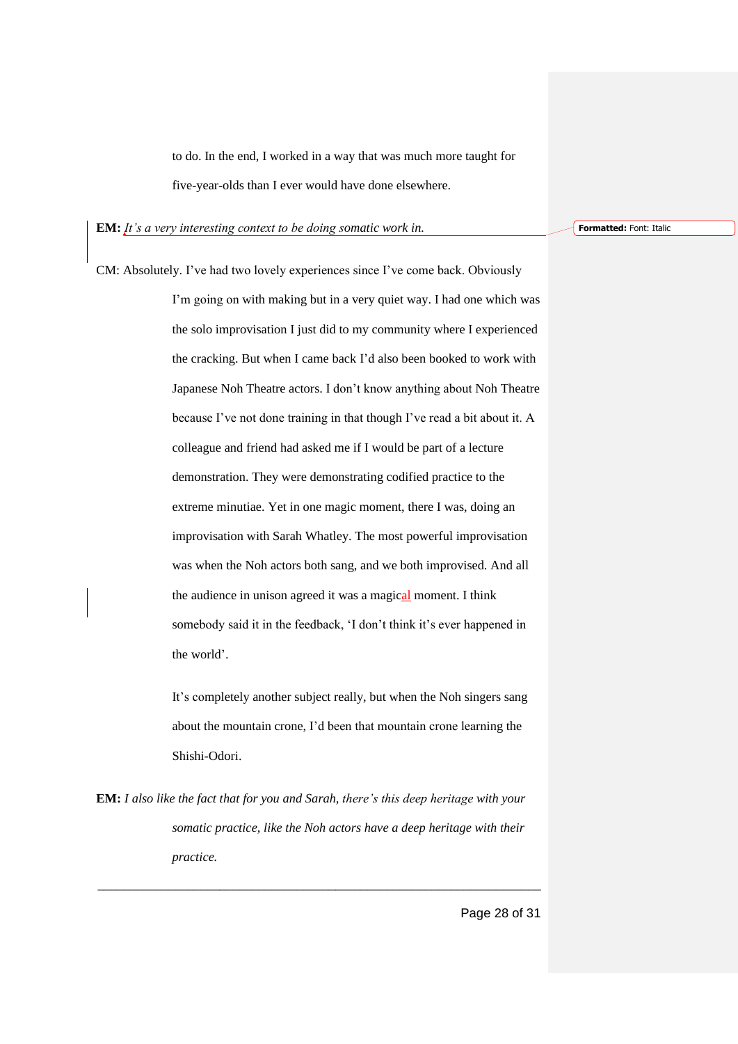to do. In the end, I worked in a way that was much more taught for five-year-olds than I ever would have done elsewhere.

**EM:** *It's a very interesting context to be doing somatic work in.*

CM: Absolutely. I've had two lovely experiences since I've come back. Obviously I'm going on with making but in a very quiet way. I had one which was the solo improvisation I just did to my community where I experienced the cracking. But when I came back I'd also been booked to work with Japanese Noh Theatre actors. I don't know anything about Noh Theatre because I've not done training in that though I've read a bit about it. A colleague and friend had asked me if I would be part of a lecture demonstration. They were demonstrating codified practice to the extreme minutiae. Yet in one magic moment, there I was, doing an improvisation with Sarah Whatley. The most powerful improvisation was when the Noh actors both sang, and we both improvised. And all the audience in unison agreed it was a magical moment. I think somebody said it in the feedback, 'I don't think it's ever happened in the world'.

It's completely another subject really, but when the Noh singers sang about the mountain crone, I'd been that mountain crone learning the Shishi-Odori.

**EM:** *I also like the fact that for you and Sarah, there's this deep heritage with your somatic practice, like the Noh actors have a deep heritage with their practice.*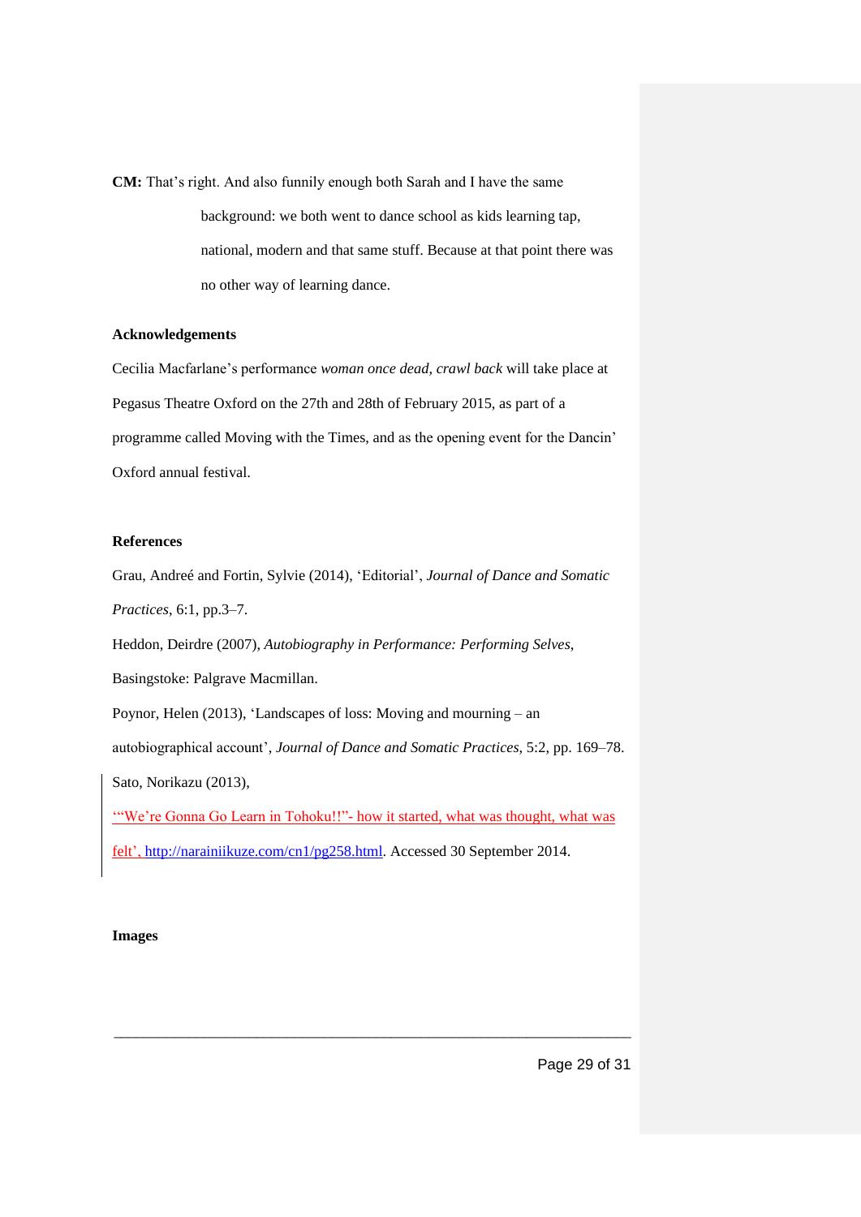**CM:** That's right. And also funnily enough both Sarah and I have the same background: we both went to dance school as kids learning tap, national, modern and that same stuff. Because at that point there was no other way of learning dance.

**Acknowledgements**

Cecilia Macfarlane's performance *woman once dead, crawl back* will take place at Pegasus Theatre Oxford on the 27th and 28th of February 2015, as part of a programme called Moving with the Times, and as the opening event for the Dancin' Oxford annual festival.

**References**

Grau, Andreé and Fortin, Sylvie (2014), 'Editorial', *Journal of Dance and Somatic Practices*, 6:1, pp.3–7.

Heddon, Deirdre (2007), *Autobiography in Performance: Performing Selves*, Basingstoke: Palgrave Macmillan.

Poynor, Helen (2013), 'Landscapes of loss: Moving and mourning – an autobiographical account', *Journal of Dance and Somatic Practices*, 5:2, pp. 169–78.

Sato, Norikazu (2013), '"We're Gonna Go Learn in Tohoku!!"- how it started, what was thought, what was felt', http://narainiikuze.com/cn1/pg258.html. Accessed 30 September 2014.

**Images**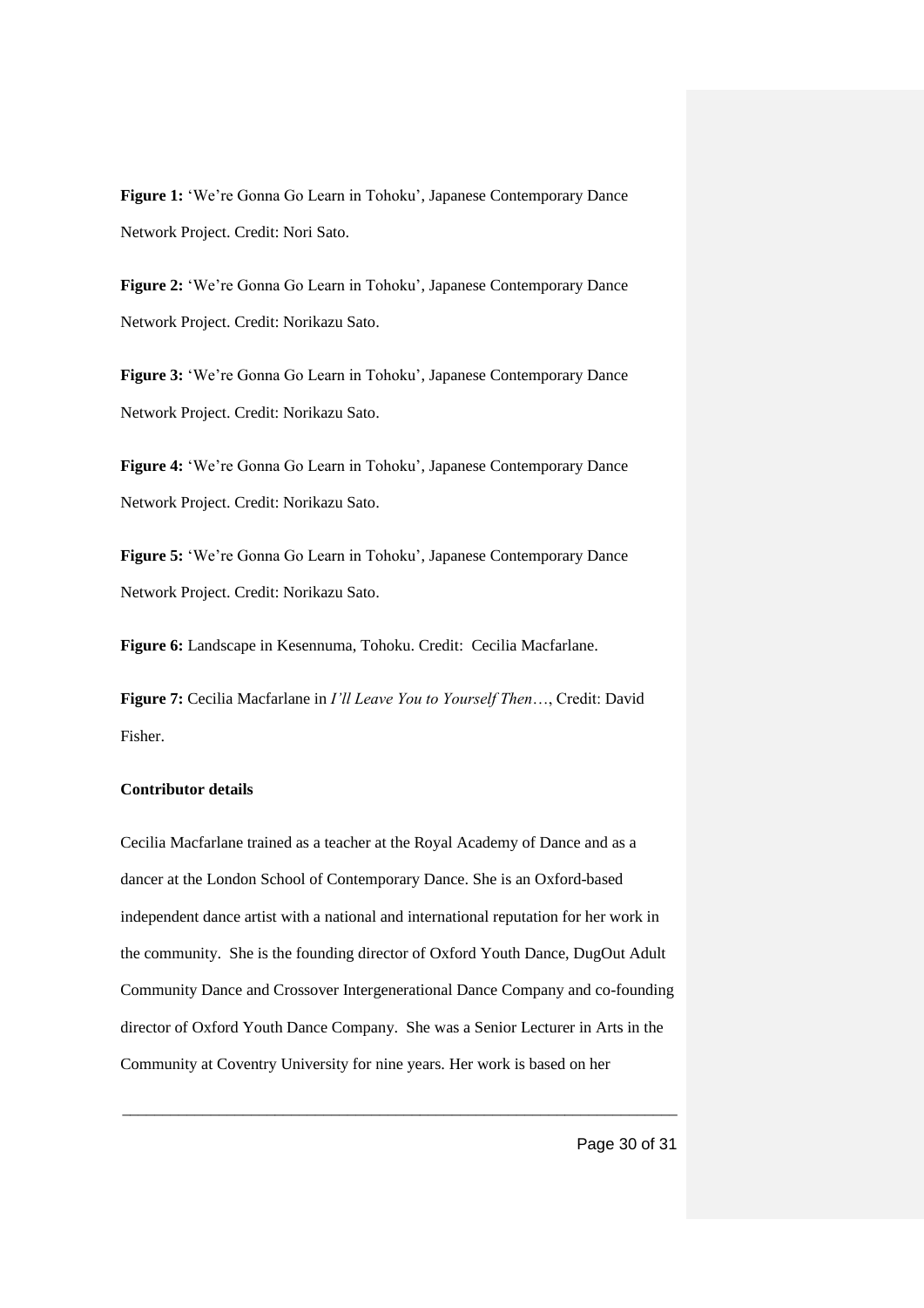**Figure 1:** 'We're Gonna Go Learn in Tohoku', Japanese Contemporary Dance Network Project. Credit: Nori Sato.

**Figure 2:** 'We're Gonna Go Learn in Tohoku', Japanese Contemporary Dance Network Project. Credit: Norikazu Sato.

**Figure 3:** 'We're Gonna Go Learn in Tohoku', Japanese Contemporary Dance Network Project. Credit: Norikazu Sato.

**Figure 4:** 'We're Gonna Go Learn in Tohoku', Japanese Contemporary Dance Network Project. Credit: Norikazu Sato.

**Figure 5:** 'We're Gonna Go Learn in Tohoku', Japanese Contemporary Dance Network Project. Credit: Norikazu Sato.

**Figure 6:** Landscape in Kesennuma, Tohoku. Credit: Cecilia Macfarlane.

**Figure 7:** Cecilia Macfarlane in *I'll Leave You to Yourself Then*…, Credit: David Fisher.

**Contributor details**

Cecilia Macfarlane trained as a teacher at the Royal Academy of Dance and as a dancer at the London School of Contemporary Dance. She is an Oxford-based independent dance artist with a national and international reputation for her work in the community. She is the founding director of Oxford Youth Dance, DugOut Adult Community Dance and Crossover Intergenerational Dance Company and co-founding director of Oxford Youth Dance Company. She was a Senior Lecturer in Arts in the Community at Coventry University for nine years. Her work is based on her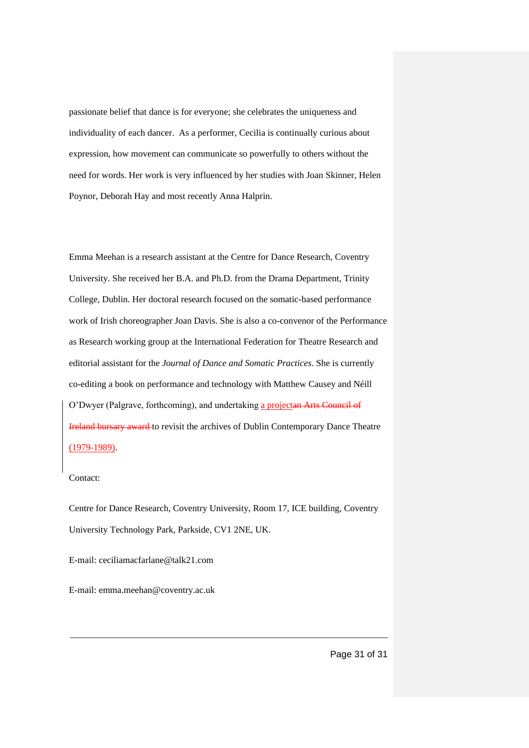passionate belief that dance is for everyone; she celebrates the uniqueness and individuality of each dancer. As a performer, Cecilia is continually curious about expression, how movement can communicate so powerfully to others without the need for words. Her work is very influenced by her studies with Joan Skinner, Helen Poynor, Deborah Hay and most recently Anna Halprin.

Emma Meehan is a research assistant at the Centre for Dance Research, Coventry University. She received her B.A. and Ph.D. from the Drama Department, Trinity College, Dublin. Her doctoral research focused on the somatic-based performance work of Irish choreographer Joan Davis. She is also a co-convenor of the Performance as Research working group at the International Federation for Theatre Research and editorial assistant for the *Journal of Dance and Somatic Practices*. She is currently co-editing a book on performance and technology with Matthew Causey and Néill O'Dwyer (Palgrave, forthcoming), and undertaking a project~~an Arts Council of Ireland bursary award~~ to revisit the archives of Dublin Contemporary Dance Theatre (1979-1989).

Contact:

Centre for Dance Research, Coventry University, Room 17, ICE building, Coventry University Technology Park, Parkside, CV1 2NE, UK.

E-mail: ceciliamacfarlane@talk21.com

E-mail: emma.meehan@coventry.ac.uk